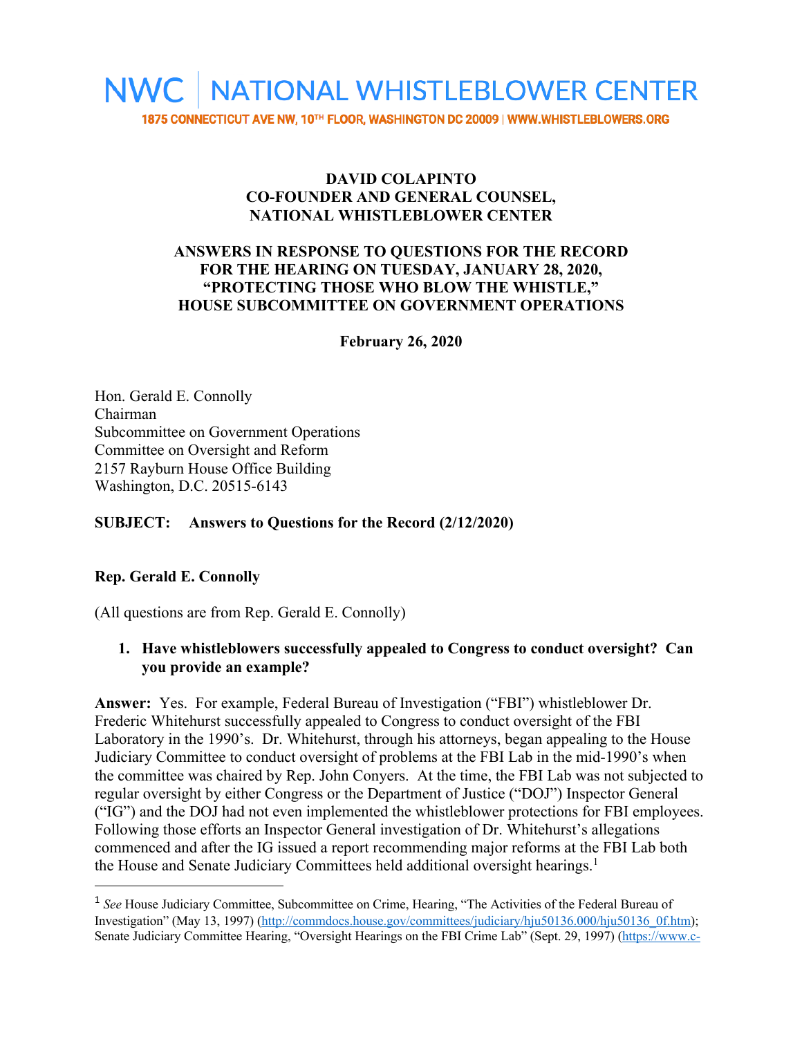# NWC | NATIONAL WHISTLEBLOWER CENTER

**1875 CONNECTICUT AVE NW, 10TH FLOOR, WASHINGTON DC 20009 | WWW.WHISTLEBLOWERS.ORG**

**DAVID COLAPINTO**
**CO-FOUNDER AND GENERAL COUNSEL,**
**NATIONAL WHISTLEBLOWER CENTER**

**ANSWERS IN RESPONSE TO QUESTIONS FOR THE RECORD**
**FOR THE HEARING ON TUESDAY, JANUARY 28, 2020,**
**"PROTECTING THOSE WHO BLOW THE WHISTLE,"**
**HOUSE SUBCOMMITTEE ON GOVERNMENT OPERATIONS**

**February 26, 2020**

Hon. Gerald E. Connolly
Chairman
Subcommittee on Government Operations
Committee on Oversight and Reform
2157 Rayburn House Office Building
Washington, D.C. 20515-6143

**SUBJECT: Answers to Questions for the Record (2/12/2020)**

**Rep. Gerald E. Connolly**

(All questions are from Rep. Gerald E. Connolly)

1. **Have whistleblowers successfully appealed to Congress to conduct oversight? Can you provide an example?**

**Answer:** Yes. For example, Federal Bureau of Investigation ("FBI") whistleblower Dr. Frederic Whitehurst successfully appealed to Congress to conduct oversight of the FBI Laboratory in the 1990's. Dr. Whitehurst, through his attorneys, began appealing to the House Judiciary Committee to conduct oversight of problems at the FBI Lab in the mid-1990's when the committee was chaired by Rep. John Conyers. At the time, the FBI Lab was not subjected to regular oversight by either Congress or the Department of Justice ("DOJ") Inspector General ("IG") and the DOJ had not even implemented the whistleblower protections for FBI employees. Following those efforts an Inspector General investigation of Dr. Whitehurst's allegations commenced and after the IG issued a report recommending major reforms at the FBI Lab both the House and Senate Judiciary Committees held additional oversight hearings.[1]

---

[1] *See* House Judiciary Committee, Subcommittee on Crime, Hearing, "The Activities of the Federal Bureau of Investigation" (May 13, 1997) (http://commdocs.house.gov/committees/judiciary/hju50136.000/hju50136_0f.htm); Senate Judiciary Committee Hearing, "Oversight Hearings on the FBI Crime Lab" (Sept. 29, 1997) (https://www.c-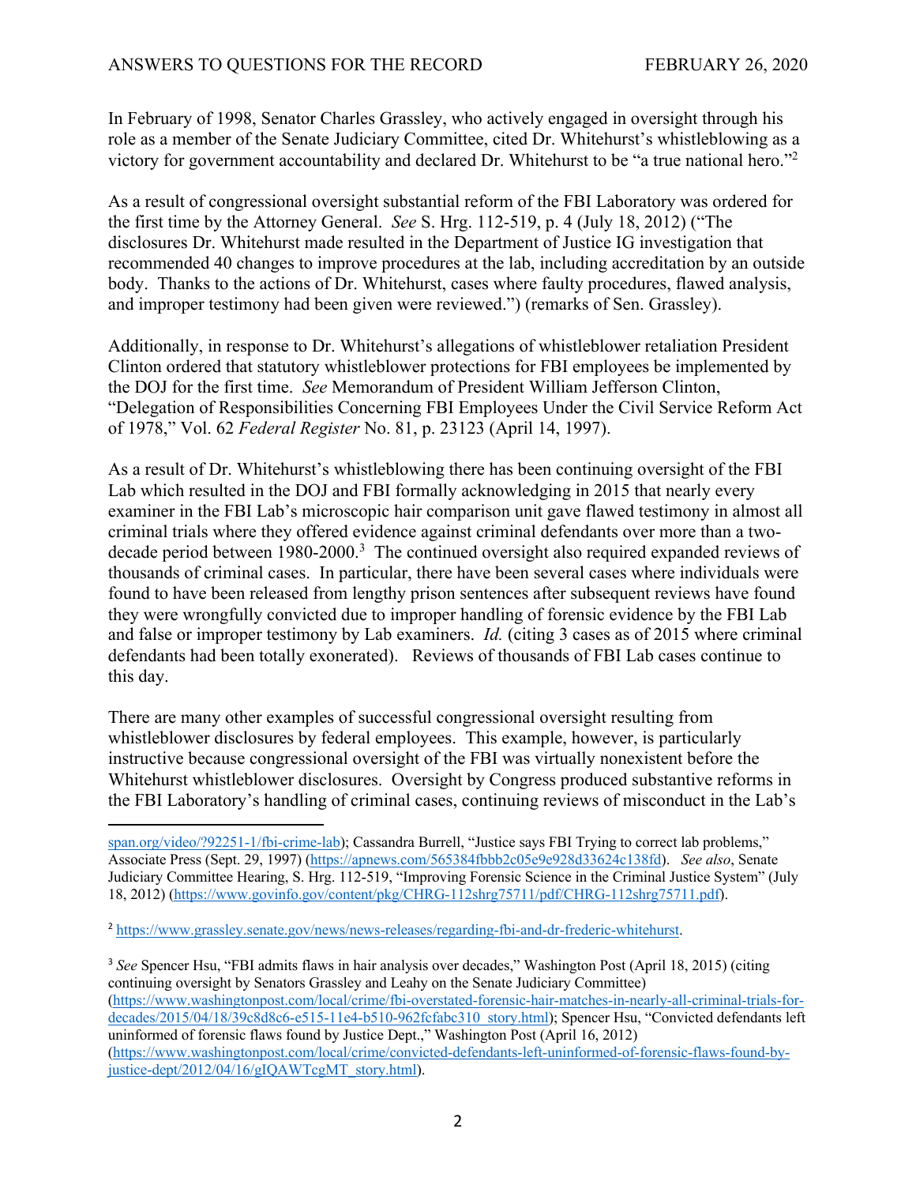In February of 1998, Senator Charles Grassley, who actively engaged in oversight through his role as a member of the Senate Judiciary Committee, cited Dr. Whitehurst's whistleblowing as a victory for government accountability and declared Dr. Whitehurst to be "a true national hero."[2]

As a result of congressional oversight substantial reform of the FBI Laboratory was ordered for the first time by the Attorney General. *See* S. Hrg. 112-519, p. 4 (July 18, 2012) ("The disclosures Dr. Whitehurst made resulted in the Department of Justice IG investigation that recommended 40 changes to improve procedures at the lab, including accreditation by an outside body. Thanks to the actions of Dr. Whitehurst, cases where faulty procedures, flawed analysis, and improper testimony had been given were reviewed.") (remarks of Sen. Grassley).

Additionally, in response to Dr. Whitehurst's allegations of whistleblower retaliation President Clinton ordered that statutory whistleblower protections for FBI employees be implemented by the DOJ for the first time. *See* Memorandum of President William Jefferson Clinton, "Delegation of Responsibilities Concerning FBI Employees Under the Civil Service Reform Act of 1978," Vol. 62 *Federal Register* No. 81, p. 23123 (April 14, 1997).

As a result of Dr. Whitehurst's whistleblowing there has been continuing oversight of the FBI Lab which resulted in the DOJ and FBI formally acknowledging in 2015 that nearly every examiner in the FBI Lab's microscopic hair comparison unit gave flawed testimony in almost all criminal trials where they offered evidence against criminal defendants over more than a two-decade period between 1980-2000.[3] The continued oversight also required expanded reviews of thousands of criminal cases. In particular, there have been several cases where individuals were found to have been released from lengthy prison sentences after subsequent reviews have found they were wrongfully convicted due to improper handling of forensic evidence by the FBI Lab and false or improper testimony by Lab examiners. *Id.* (citing 3 cases as of 2015 where criminal defendants had been totally exonerated). Reviews of thousands of FBI Lab cases continue to this day.

There are many other examples of successful congressional oversight resulting from whistleblower disclosures by federal employees. This example, however, is particularly instructive because congressional oversight of the FBI was virtually nonexistent before the Whitehurst whistleblower disclosures. Oversight by Congress produced substantive reforms in the FBI Laboratory's handling of criminal cases, continuing reviews of misconduct in the Lab's

---

span.org/video/?92251-1/fbi-crime-lab); Cassandra Burrell, "Justice says FBI Trying to correct lab problems," Associate Press (Sept. 29, 1997) (https://apnews.com/565384fbbb2c05e9e928d33624c138fd). *See also*, Senate Judiciary Committee Hearing, S. Hrg. 112-519, "Improving Forensic Science in the Criminal Justice System" (July 18, 2012) (https://www.govinfo.gov/content/pkg/CHRG-112shrg75711/pdf/CHRG-112shrg75711.pdf).

[2] https://www.grassley.senate.gov/news/news-releases/regarding-fbi-and-dr-frederic-whitehurst.

[3] *See* Spencer Hsu, "FBI admits flaws in hair analysis over decades," Washington Post (April 18, 2015) (citing continuing oversight by Senators Grassley and Leahy on the Senate Judiciary Committee) (https://www.washingtonpost.com/local/crime/fbi-overstated-forensic-hair-matches-in-nearly-all-criminal-trials-for-decades/2015/04/18/39c8d8c6-e515-11e4-b510-962fcfabc310_story.html); Spencer Hsu, "Convicted defendants left uninformed of forensic flaws found by Justice Dept.," Washington Post (April 16, 2012) (https://www.washingtonpost.com/local/crime/convicted-defendants-left-uninformed-of-forensic-flaws-found-by-justice-dept/2012/04/16/gIQAWTcgMT_story.html).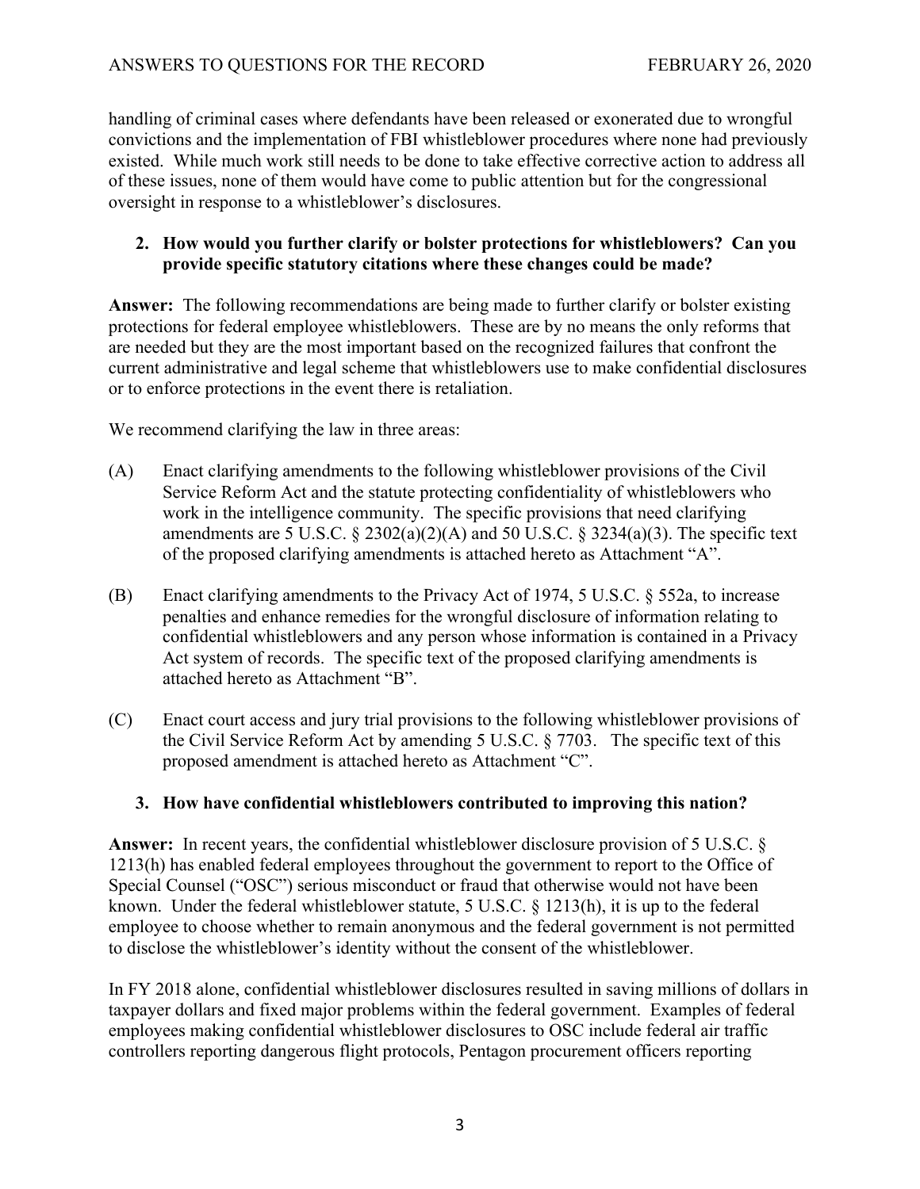handling of criminal cases where defendants have been released or exonerated due to wrongful convictions and the implementation of FBI whistleblower procedures where none had previously existed. While much work still needs to be done to take effective corrective action to address all of these issues, none of them would have come to public attention but for the congressional oversight in response to a whistleblower's disclosures.

2. **How would you further clarify or bolster protections for whistleblowers? Can you provide specific statutory citations where these changes could be made?**

**Answer:** The following recommendations are being made to further clarify or bolster existing protections for federal employee whistleblowers. These are by no means the only reforms that are needed but they are the most important based on the recognized failures that confront the current administrative and legal scheme that whistleblowers use to make confidential disclosures or to enforce protections in the event there is retaliation.

We recommend clarifying the law in three areas:

(A) Enact clarifying amendments to the following whistleblower provisions of the Civil Service Reform Act and the statute protecting confidentiality of whistleblowers who work in the intelligence community. The specific provisions that need clarifying amendments are 5 U.S.C. § 2302(a)(2)(A) and 50 U.S.C. § 3234(a)(3). The specific text of the proposed clarifying amendments is attached hereto as Attachment "A".

(B) Enact clarifying amendments to the Privacy Act of 1974, 5 U.S.C. § 552a, to increase penalties and enhance remedies for the wrongful disclosure of information relating to confidential whistleblowers and any person whose information is contained in a Privacy Act system of records. The specific text of the proposed clarifying amendments is attached hereto as Attachment "B".

(C) Enact court access and jury trial provisions to the following whistleblower provisions of the Civil Service Reform Act by amending 5 U.S.C. § 7703. The specific text of this proposed amendment is attached hereto as Attachment "C".

3. **How have confidential whistleblowers contributed to improving this nation?**

**Answer:** In recent years, the confidential whistleblower disclosure provision of 5 U.S.C. § 1213(h) has enabled federal employees throughout the government to report to the Office of Special Counsel ("OSC") serious misconduct or fraud that otherwise would not have been known. Under the federal whistleblower statute, 5 U.S.C. § 1213(h), it is up to the federal employee to choose whether to remain anonymous and the federal government is not permitted to disclose the whistleblower's identity without the consent of the whistleblower.

In FY 2018 alone, confidential whistleblower disclosures resulted in saving millions of dollars in taxpayer dollars and fixed major problems within the federal government. Examples of federal employees making confidential whistleblower disclosures to OSC include federal air traffic controllers reporting dangerous flight protocols, Pentagon procurement officers reporting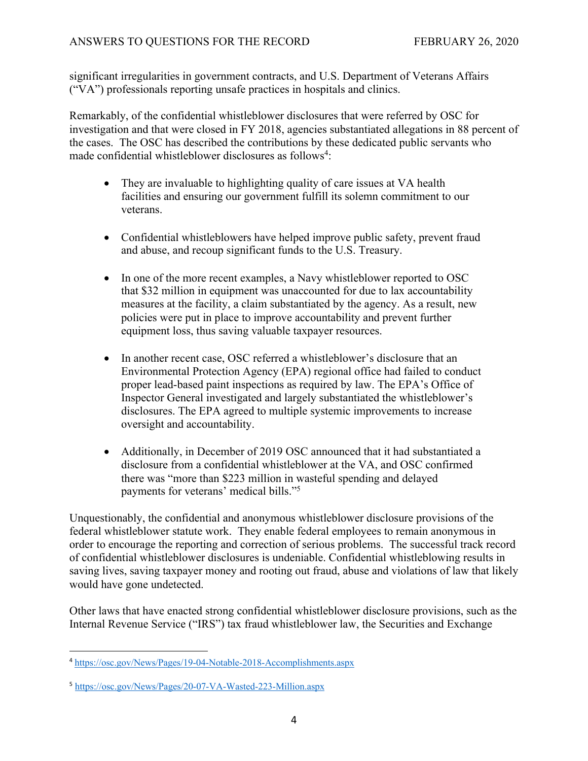significant irregularities in government contracts, and U.S. Department of Veterans Affairs ("VA") professionals reporting unsafe practices in hospitals and clinics.

Remarkably, of the confidential whistleblower disclosures that were referred by OSC for investigation and that were closed in FY 2018, agencies substantiated allegations in 88 percent of the cases. The OSC has described the contributions by these dedicated public servants who made confidential whistleblower disclosures as follows[4]:

- They are invaluable to highlighting quality of care issues at VA health facilities and ensuring our government fulfill its solemn commitment to our veterans.
- Confidential whistleblowers have helped improve public safety, prevent fraud and abuse, and recoup significant funds to the U.S. Treasury.
- In one of the more recent examples, a Navy whistleblower reported to OSC that $32 million in equipment was unaccounted for due to lax accountability measures at the facility, a claim substantiated by the agency. As a result, new policies were put in place to improve accountability and prevent further equipment loss, thus saving valuable taxpayer resources.
- In another recent case, OSC referred a whistleblower's disclosure that an Environmental Protection Agency (EPA) regional office had failed to conduct proper lead-based paint inspections as required by law. The EPA's Office of Inspector General investigated and largely substantiated the whistleblower's disclosures. The EPA agreed to multiple systemic improvements to increase oversight and accountability.
- Additionally, in December of 2019 OSC announced that it had substantiated a disclosure from a confidential whistleblower at the VA, and OSC confirmed there was "more than $223 million in wasteful spending and delayed payments for veterans' medical bills."[5]

Unquestionably, the confidential and anonymous whistleblower disclosure provisions of the federal whistleblower statute work. They enable federal employees to remain anonymous in order to encourage the reporting and correction of serious problems. The successful track record of confidential whistleblower disclosures is undeniable. Confidential whistleblowing results in saving lives, saving taxpayer money and rooting out fraud, abuse and violations of law that likely would have gone undetected.

Other laws that have enacted strong confidential whistleblower disclosure provisions, such as the Internal Revenue Service ("IRS") tax fraud whistleblower law, the Securities and Exchange

---

[4] https://osc.gov/News/Pages/19-04-Notable-2018-Accomplishments.aspx

[5] https://osc.gov/News/Pages/20-07-VA-Wasted-223-Million.aspx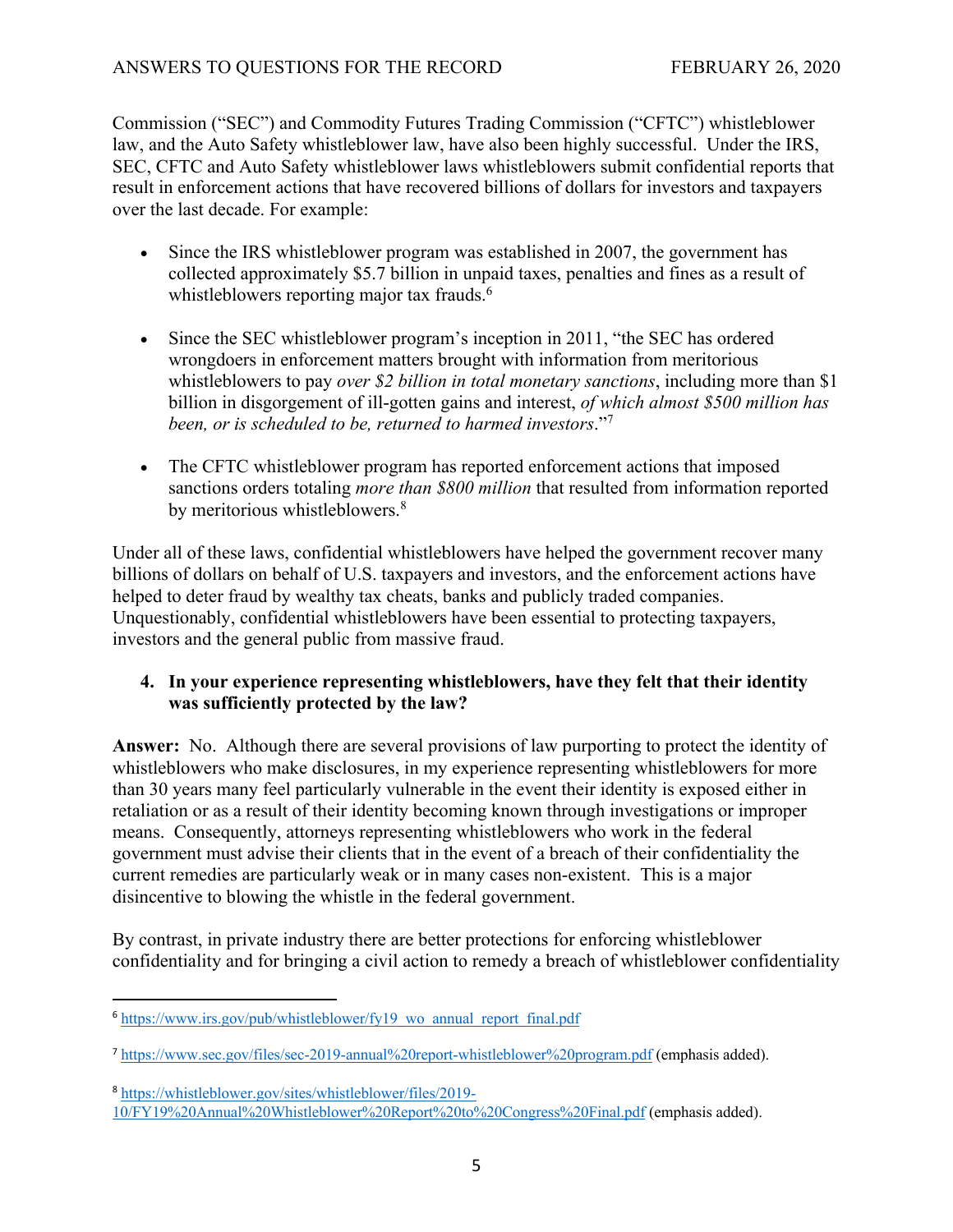Commission ("SEC") and Commodity Futures Trading Commission ("CFTC") whistleblower law, and the Auto Safety whistleblower law, have also been highly successful. Under the IRS, SEC, CFTC and Auto Safety whistleblower laws whistleblowers submit confidential reports that result in enforcement actions that have recovered billions of dollars for investors and taxpayers over the last decade. For example:

- Since the IRS whistleblower program was established in 2007, the government has collected approximately $5.7 billion in unpaid taxes, penalties and fines as a result of whistleblowers reporting major tax frauds.[6]

- Since the SEC whistleblower program's inception in 2011, "the SEC has ordered wrongdoers in enforcement matters brought with information from meritorious whistleblowers to pay *over $2 billion in total monetary sanctions*, including more than $1 billion in disgorgement of ill-gotten gains and interest, *of which almost $500 million has been, or is scheduled to be, returned to harmed investors*."[7]

- The CFTC whistleblower program has reported enforcement actions that imposed sanctions orders totaling *more than $800 million* that resulted from information reported by meritorious whistleblowers.[8]

Under all of these laws, confidential whistleblowers have helped the government recover many billions of dollars on behalf of U.S. taxpayers and investors, and the enforcement actions have helped to deter fraud by wealthy tax cheats, banks and publicly traded companies. Unquestionably, confidential whistleblowers have been essential to protecting taxpayers, investors and the general public from massive fraud.

**4. In your experience representing whistleblowers, have they felt that their identity was sufficiently protected by the law?**

**Answer:** No. Although there are several provisions of law purporting to protect the identity of whistleblowers who make disclosures, in my experience representing whistleblowers for more than 30 years many feel particularly vulnerable in the event their identity is exposed either in retaliation or as a result of their identity becoming known through investigations or improper means. Consequently, attorneys representing whistleblowers who work in the federal government must advise their clients that in the event of a breach of their confidentiality the current remedies are particularly weak or in many cases non-existent. This is a major disincentive to blowing the whistle in the federal government.

By contrast, in private industry there are better protections for enforcing whistleblower confidentiality and for bringing a civil action to remedy a breach of whistleblower confidentiality

---

[6] https://www.irs.gov/pub/whistleblower/fy19_wo_annual_report_final.pdf

[7] https://www.sec.gov/files/sec-2019-annual%20report-whistleblower%20program.pdf (emphasis added).

[8] https://whistleblower.gov/sites/whistleblower/files/2019-10/FY19%20Annual%20Whistleblower%20Report%20to%20Congress%20Final.pdf (emphasis added).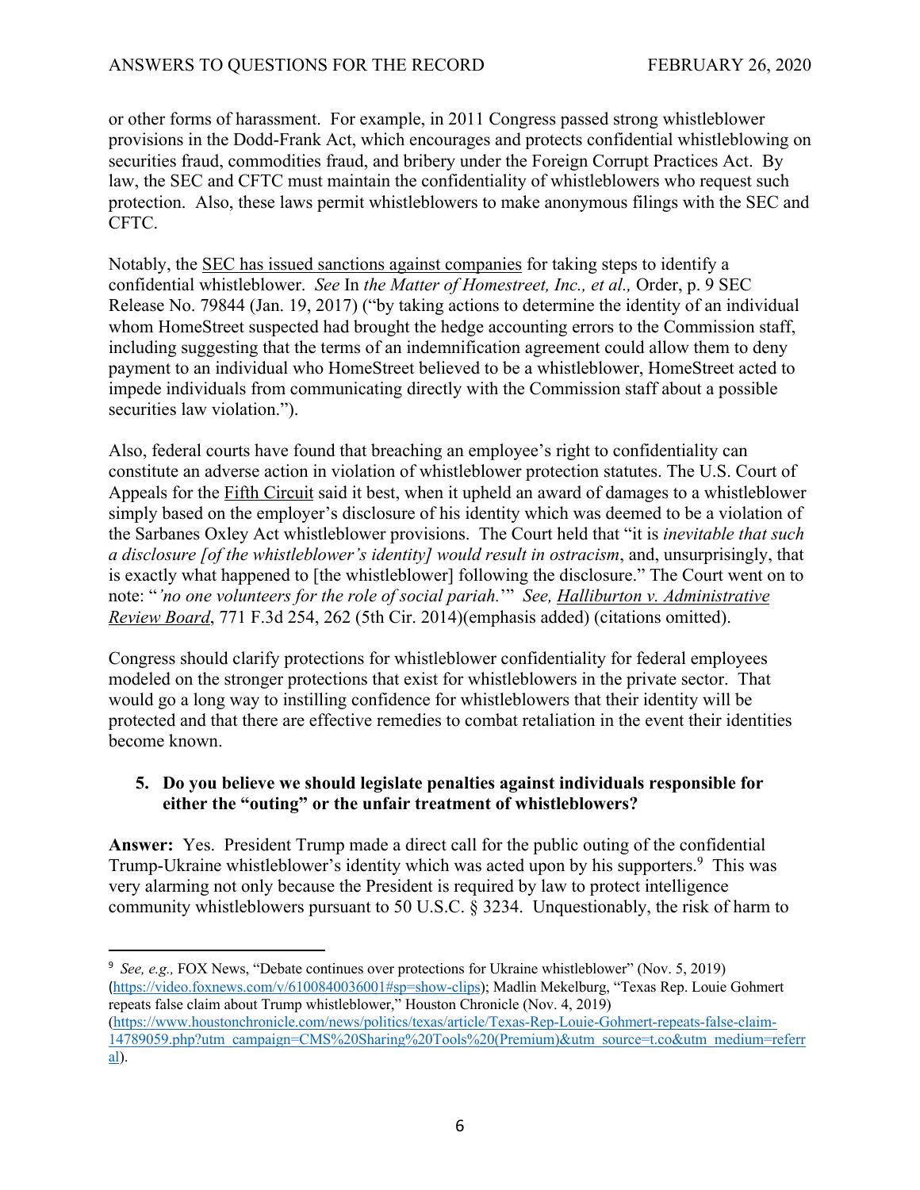or other forms of harassment. For example, in 2011 Congress passed strong whistleblower provisions in the Dodd-Frank Act, which encourages and protects confidential whistleblowing on securities fraud, commodities fraud, and bribery under the Foreign Corrupt Practices Act. By law, the SEC and CFTC must maintain the confidentiality of whistleblowers who request such protection. Also, these laws permit whistleblowers to make anonymous filings with the SEC and CFTC.

Notably, the SEC has issued sanctions against companies for taking steps to identify a confidential whistleblower. *See* In *the Matter of Homestreet, Inc., et al.,* Order, p. 9 SEC Release No. 79844 (Jan. 19, 2017) ("by taking actions to determine the identity of an individual whom HomeStreet suspected had brought the hedge accounting errors to the Commission staff, including suggesting that the terms of an indemnification agreement could allow them to deny payment to an individual who HomeStreet believed to be a whistleblower, HomeStreet acted to impede individuals from communicating directly with the Commission staff about a possible securities law violation.").

Also, federal courts have found that breaching an employee's right to confidentiality can constitute an adverse action in violation of whistleblower protection statutes. The U.S. Court of Appeals for the Fifth Circuit said it best, when it upheld an award of damages to a whistleblower simply based on the employer's disclosure of his identity which was deemed to be a violation of the Sarbanes Oxley Act whistleblower provisions. The Court held that "it is *inevitable that such a disclosure [of the whistleblower's identity] would result in ostracism*, and, unsurprisingly, that is exactly what happened to [the whistleblower] following the disclosure." The Court went on to note: "*'no one volunteers for the role of social pariah.*'" *See,* Halliburton v. Administrative Review Board, 771 F.3d 254, 262 (5th Cir. 2014)(emphasis added) (citations omitted).

Congress should clarify protections for whistleblower confidentiality for federal employees modeled on the stronger protections that exist for whistleblowers in the private sector. That would go a long way to instilling confidence for whistleblowers that their identity will be protected and that there are effective remedies to combat retaliation in the event their identities become known.

**5. Do you believe we should legislate penalties against individuals responsible for either the "outing" or the unfair treatment of whistleblowers?**

**Answer:** Yes. President Trump made a direct call for the public outing of the confidential Trump-Ukraine whistleblower's identity which was acted upon by his supporters.[9] This was very alarming not only because the President is required by law to protect intelligence community whistleblowers pursuant to 50 U.S.C. § 3234. Unquestionably, the risk of harm to

---

[9] *See, e.g.,* FOX News, "Debate continues over protections for Ukraine whistleblower" (Nov. 5, 2019) (https://video.foxnews.com/v/6100840036001#sp=show-clips); Madlin Mekelburg, "Texas Rep. Louie Gohmert repeats false claim about Trump whistleblower," Houston Chronicle (Nov. 4, 2019) (https://www.houstonchronicle.com/news/politics/texas/article/Texas-Rep-Louie-Gohmert-repeats-false-claim-14789059.php?utm_campaign=CMS%20Sharing%20Tools%20(Premium)&utm_source=t.co&utm_medium=referral).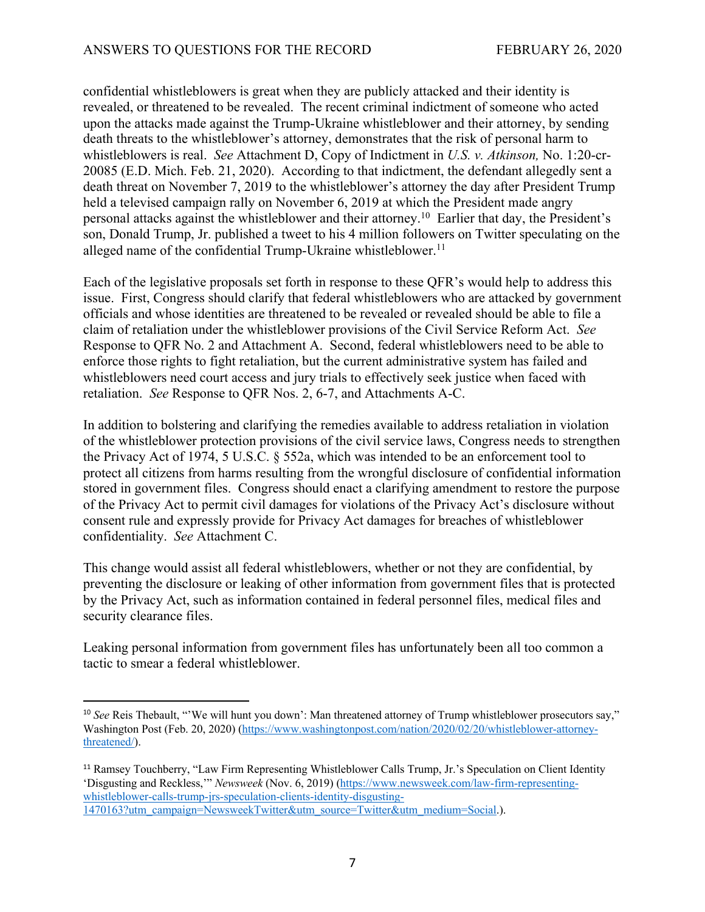confidential whistleblowers is great when they are publicly attacked and their identity is revealed, or threatened to be revealed. The recent criminal indictment of someone who acted upon the attacks made against the Trump-Ukraine whistleblower and their attorney, by sending death threats to the whistleblower's attorney, demonstrates that the risk of personal harm to whistleblowers is real. *See* Attachment D, Copy of Indictment in *U.S. v. Atkinson,* No. 1:20-cr-20085 (E.D. Mich. Feb. 21, 2020). According to that indictment, the defendant allegedly sent a death threat on November 7, 2019 to the whistleblower's attorney the day after President Trump held a televised campaign rally on November 6, 2019 at which the President made angry personal attacks against the whistleblower and their attorney.[10] Earlier that day, the President's son, Donald Trump, Jr. published a tweet to his 4 million followers on Twitter speculating on the alleged name of the confidential Trump-Ukraine whistleblower.[11]

Each of the legislative proposals set forth in response to these QFR's would help to address this issue. First, Congress should clarify that federal whistleblowers who are attacked by government officials and whose identities are threatened to be revealed or revealed should be able to file a claim of retaliation under the whistleblower provisions of the Civil Service Reform Act. *See* Response to QFR No. 2 and Attachment A. Second, federal whistleblowers need to be able to enforce those rights to fight retaliation, but the current administrative system has failed and whistleblowers need court access and jury trials to effectively seek justice when faced with retaliation. *See* Response to QFR Nos. 2, 6-7, and Attachments A-C.

In addition to bolstering and clarifying the remedies available to address retaliation in violation of the whistleblower protection provisions of the civil service laws, Congress needs to strengthen the Privacy Act of 1974, 5 U.S.C. § 552a, which was intended to be an enforcement tool to protect all citizens from harms resulting from the wrongful disclosure of confidential information stored in government files. Congress should enact a clarifying amendment to restore the purpose of the Privacy Act to permit civil damages for violations of the Privacy Act's disclosure without consent rule and expressly provide for Privacy Act damages for breaches of whistleblower confidentiality. *See* Attachment C.

This change would assist all federal whistleblowers, whether or not they are confidential, by preventing the disclosure or leaking of other information from government files that is protected by the Privacy Act, such as information contained in federal personnel files, medical files and security clearance files.

Leaking personal information from government files has unfortunately been all too common a tactic to smear a federal whistleblower.

---

[10] *See* Reis Thebault, "'We will hunt you down': Man threatened attorney of Trump whistleblower prosecutors say," Washington Post (Feb. 20, 2020) (https://www.washingtonpost.com/nation/2020/02/20/whistleblower-attorney-threatened/).

[11] Ramsey Touchberry, "Law Firm Representing Whistleblower Calls Trump, Jr.'s Speculation on Client Identity 'Disgusting and Reckless,'" *Newsweek* (Nov. 6, 2019) (https://www.newsweek.com/law-firm-representing-whistleblower-calls-trump-jrs-speculation-clients-identity-disgusting-1470163?utm_campaign=NewsweekTwitter&utm_source=Twitter&utm_medium=Social.).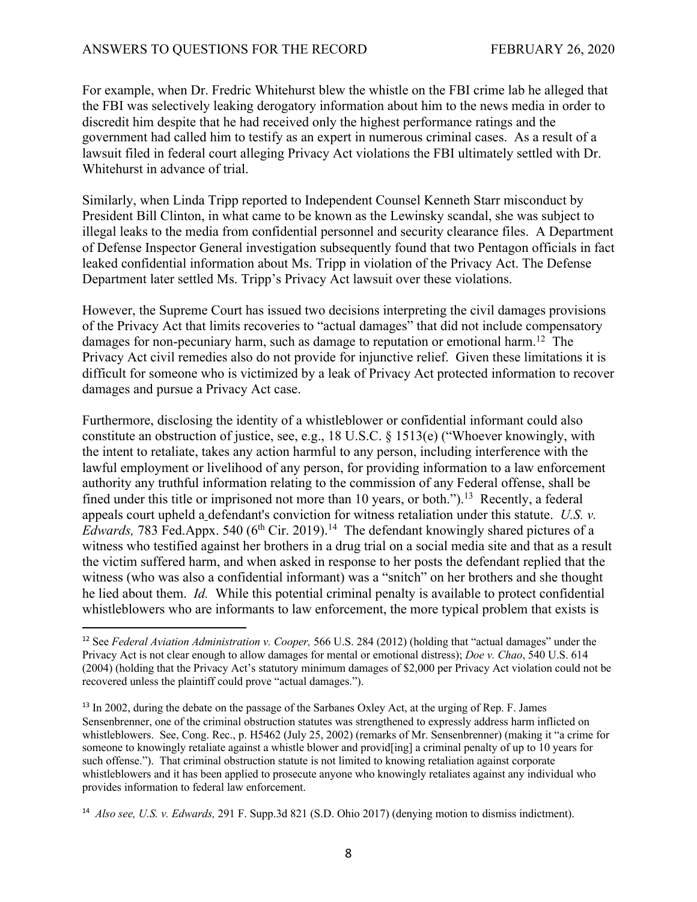For example, when Dr. Fredric Whitehurst blew the whistle on the FBI crime lab he alleged that the FBI was selectively leaking derogatory information about him to the news media in order to discredit him despite that he had received only the highest performance ratings and the government had called him to testify as an expert in numerous criminal cases. As a result of a lawsuit filed in federal court alleging Privacy Act violations the FBI ultimately settled with Dr. Whitehurst in advance of trial.

Similarly, when Linda Tripp reported to Independent Counsel Kenneth Starr misconduct by President Bill Clinton, in what came to be known as the Lewinsky scandal, she was subject to illegal leaks to the media from confidential personnel and security clearance files. A Department of Defense Inspector General investigation subsequently found that two Pentagon officials in fact leaked confidential information about Ms. Tripp in violation of the Privacy Act. The Defense Department later settled Ms. Tripp's Privacy Act lawsuit over these violations.

However, the Supreme Court has issued two decisions interpreting the civil damages provisions of the Privacy Act that limits recoveries to "actual damages" that did not include compensatory damages for non-pecuniary harm, such as damage to reputation or emotional harm.[12] The Privacy Act civil remedies also do not provide for injunctive relief. Given these limitations it is difficult for someone who is victimized by a leak of Privacy Act protected information to recover damages and pursue a Privacy Act case.

Furthermore, disclosing the identity of a whistleblower or confidential informant could also constitute an obstruction of justice, see, e.g., 18 U.S.C. § 1513(e) ("Whoever knowingly, with the intent to retaliate, takes any action harmful to any person, including interference with the lawful employment or livelihood of any person, for providing information to a law enforcement authority any truthful information relating to the commission of any Federal offense, shall be fined under this title or imprisoned not more than 10 years, or both.").[13] Recently, a federal appeals court upheld a defendant's conviction for witness retaliation under this statute. *U.S. v. Edwards,* 783 Fed.Appx. 540 (6th Cir. 2019).[14] The defendant knowingly shared pictures of a witness who testified against her brothers in a drug trial on a social media site and that as a result the victim suffered harm, and when asked in response to her posts the defendant replied that the witness (who was also a confidential informant) was a "snitch" on her brothers and she thought he lied about them. *Id.* While this potential criminal penalty is available to protect confidential whistleblowers who are informants to law enforcement, the more typical problem that exists is

---

[12] See *Federal Aviation Administration v. Cooper,* 566 U.S. 284 (2012) (holding that "actual damages" under the Privacy Act is not clear enough to allow damages for mental or emotional distress); *Doe v. Chao*, 540 U.S. 614 (2004) (holding that the Privacy Act's statutory minimum damages of $2,000 per Privacy Act violation could not be recovered unless the plaintiff could prove "actual damages.").

[13] In 2002, during the debate on the passage of the Sarbanes Oxley Act, at the urging of Rep. F. James Sensenbrenner, one of the criminal obstruction statutes was strengthened to expressly address harm inflicted on whistleblowers. See, Cong. Rec., p. H5462 (July 25, 2002) (remarks of Mr. Sensenbrenner) (making it "a crime for someone to knowingly retaliate against a whistle blower and provid[ing] a criminal penalty of up to 10 years for such offense."). That criminal obstruction statute is not limited to knowing retaliation against corporate whistleblowers and it has been applied to prosecute anyone who knowingly retaliates against any individual who provides information to federal law enforcement.

[14] *Also see, U.S. v. Edwards,* 291 F. Supp.3d 821 (S.D. Ohio 2017) (denying motion to dismiss indictment).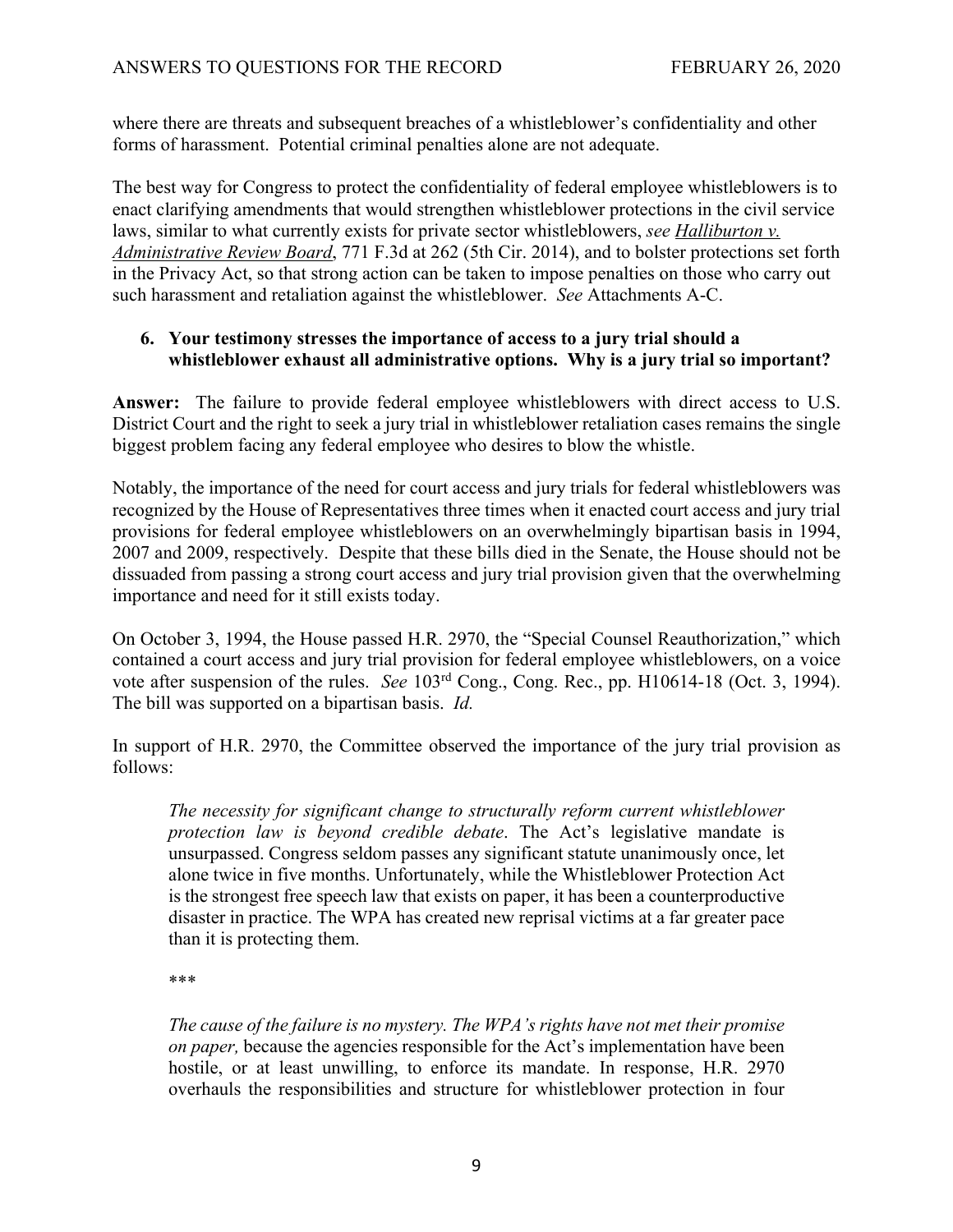where there are threats and subsequent breaches of a whistleblower's confidentiality and other forms of harassment. Potential criminal penalties alone are not adequate.

The best way for Congress to protect the confidentiality of federal employee whistleblowers is to enact clarifying amendments that would strengthen whistleblower protections in the civil service laws, similar to what currently exists for private sector whistleblowers, *see Halliburton v. Administrative Review Board*, 771 F.3d at 262 (5th Cir. 2014), and to bolster protections set forth in the Privacy Act, so that strong action can be taken to impose penalties on those who carry out such harassment and retaliation against the whistleblower. *See* Attachments A-C.

6. **Your testimony stresses the importance of access to a jury trial should a whistleblower exhaust all administrative options. Why is a jury trial so important?**

**Answer:** The failure to provide federal employee whistleblowers with direct access to U.S. District Court and the right to seek a jury trial in whistleblower retaliation cases remains the single biggest problem facing any federal employee who desires to blow the whistle.

Notably, the importance of the need for court access and jury trials for federal whistleblowers was recognized by the House of Representatives three times when it enacted court access and jury trial provisions for federal employee whistleblowers on an overwhelmingly bipartisan basis in 1994, 2007 and 2009, respectively. Despite that these bills died in the Senate, the House should not be dissuaded from passing a strong court access and jury trial provision given that the overwhelming importance and need for it still exists today.

On October 3, 1994, the House passed H.R. 2970, the "Special Counsel Reauthorization," which contained a court access and jury trial provision for federal employee whistleblowers, on a voice vote after suspension of the rules. *See* 103rd Cong., Cong. Rec., pp. H10614-18 (Oct. 3, 1994). The bill was supported on a bipartisan basis. *Id.*

In support of H.R. 2970, the Committee observed the importance of the jury trial provision as follows:

> *The necessity for significant change to structurally reform current whistleblower protection law is beyond credible debate*. The Act's legislative mandate is unsurpassed. Congress seldom passes any significant statute unanimously once, let alone twice in five months. Unfortunately, while the Whistleblower Protection Act is the strongest free speech law that exists on paper, it has been a counterproductive disaster in practice. The WPA has created new reprisal victims at a far greater pace than it is protecting them.
>
> \*\*\*
>
> *The cause of the failure is no mystery. The WPA's rights have not met their promise on paper,* because the agencies responsible for the Act's implementation have been hostile, or at least unwilling, to enforce its mandate. In response, H.R. 2970 overhauls the responsibilities and structure for whistleblower protection in four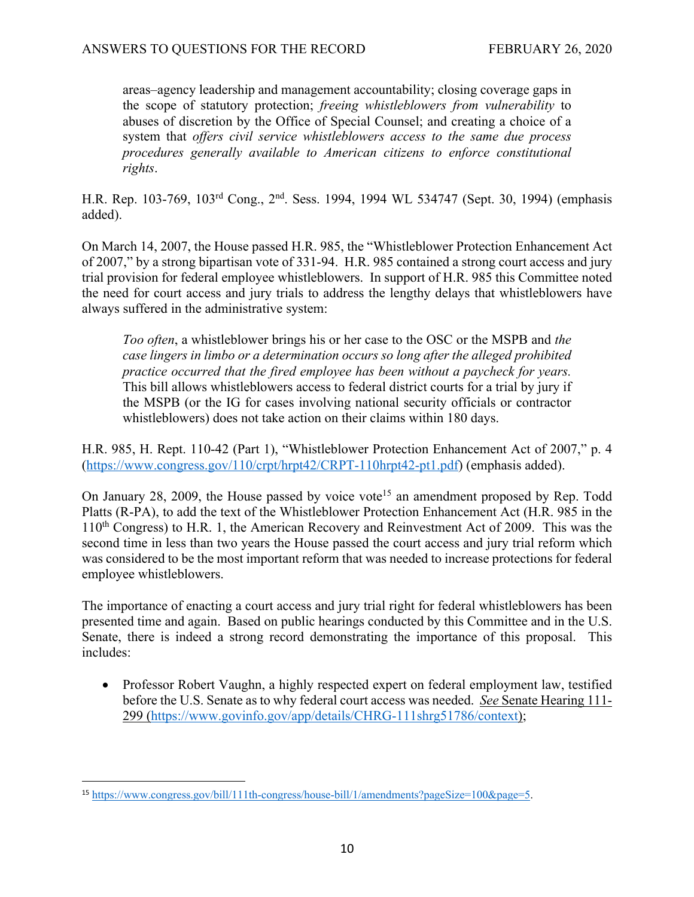> areas–agency leadership and management accountability; closing coverage gaps in the scope of statutory protection; *freeing whistleblowers from vulnerability* to abuses of discretion by the Office of Special Counsel; and creating a choice of a system that *offers civil service whistleblowers access to the same due process procedures generally available to American citizens to enforce constitutional rights*.

H.R. Rep. 103-769, 103rd Cong., 2nd. Sess. 1994, 1994 WL 534747 (Sept. 30, 1994) (emphasis added).

On March 14, 2007, the House passed H.R. 985, the "Whistleblower Protection Enhancement Act of 2007," by a strong bipartisan vote of 331-94. H.R. 985 contained a strong court access and jury trial provision for federal employee whistleblowers. In support of H.R. 985 this Committee noted the need for court access and jury trials to address the lengthy delays that whistleblowers have always suffered in the administrative system:

> *Too often*, a whistleblower brings his or her case to the OSC or the MSPB and *the case lingers in limbo or a determination occurs so long after the alleged prohibited practice occurred that the fired employee has been without a paycheck for years.* This bill allows whistleblowers access to federal district courts for a trial by jury if the MSPB (or the IG for cases involving national security officials or contractor whistleblowers) does not take action on their claims within 180 days.

H.R. 985, H. Rept. 110-42 (Part 1), "Whistleblower Protection Enhancement Act of 2007," p. 4 (https://www.congress.gov/110/crpt/hrpt42/CRPT-110hrpt42-pt1.pdf) (emphasis added).

On January 28, 2009, the House passed by voice vote[15] an amendment proposed by Rep. Todd Platts (R-PA), to add the text of the Whistleblower Protection Enhancement Act (H.R. 985 in the 110th Congress) to H.R. 1, the American Recovery and Reinvestment Act of 2009. This was the second time in less than two years the House passed the court access and jury trial reform which was considered to be the most important reform that was needed to increase protections for federal employee whistleblowers.

The importance of enacting a court access and jury trial right for federal whistleblowers has been presented time and again. Based on public hearings conducted by this Committee and in the U.S. Senate, there is indeed a strong record demonstrating the importance of this proposal. This includes:

- Professor Robert Vaughn, a highly respected expert on federal employment law, testified before the U.S. Senate as to why federal court access was needed. *See* Senate Hearing 111-299 (https://www.govinfo.gov/app/details/CHRG-111shrg51786/context);

---

[15] https://www.congress.gov/bill/111th-congress/house-bill/1/amendments?pageSize=100&page=5.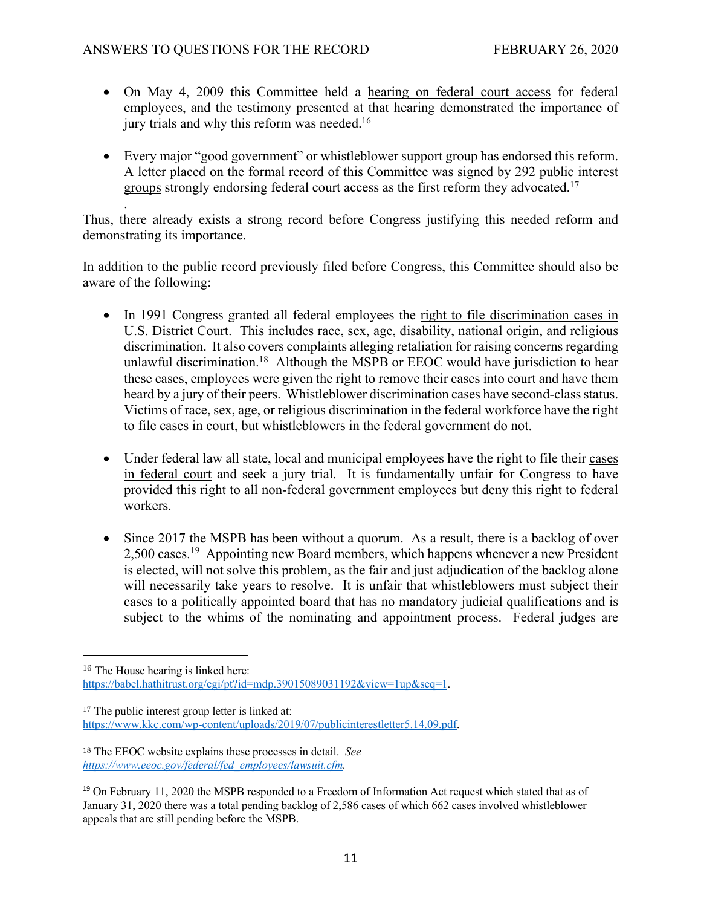- On May 4, 2009 this Committee held a hearing on federal court access for federal employees, and the testimony presented at that hearing demonstrated the importance of jury trials and why this reform was needed.[16]

- Every major "good government" or whistleblower support group has endorsed this reform. A letter placed on the formal record of this Committee was signed by 292 public interest groups strongly endorsing federal court access as the first reform they advocated.[17]

.

Thus, there already exists a strong record before Congress justifying this needed reform and demonstrating its importance.

In addition to the public record previously filed before Congress, this Committee should also be aware of the following:

- In 1991 Congress granted all federal employees the right to file discrimination cases in U.S. District Court. This includes race, sex, age, disability, national origin, and religious discrimination. It also covers complaints alleging retaliation for raising concerns regarding unlawful discrimination.[18] Although the MSPB or EEOC would have jurisdiction to hear these cases, employees were given the right to remove their cases into court and have them heard by a jury of their peers. Whistleblower discrimination cases have second-class status. Victims of race, sex, age, or religious discrimination in the federal workforce have the right to file cases in court, but whistleblowers in the federal government do not.

- Under federal law all state, local and municipal employees have the right to file their cases in federal court and seek a jury trial. It is fundamentally unfair for Congress to have provided this right to all non-federal government employees but deny this right to federal workers.

- Since 2017 the MSPB has been without a quorum. As a result, there is a backlog of over 2,500 cases.[19] Appointing new Board members, which happens whenever a new President is elected, will not solve this problem, as the fair and just adjudication of the backlog alone will necessarily take years to resolve. It is unfair that whistleblowers must subject their cases to a politically appointed board that has no mandatory judicial qualifications and is subject to the whims of the nominating and appointment process. Federal judges are

---

[16] The House hearing is linked here: https://babel.hathitrust.org/cgi/pt?id=mdp.39015089031192&view=1up&seq=1.

[17] The public interest group letter is linked at: https://www.kkc.com/wp-content/uploads/2019/07/publicinterestletter5.14.09.pdf.

[18] The EEOC website explains these processes in detail. *See https://www.eeoc.gov/federal/fed_employees/lawsuit.cfm.*

[19] On February 11, 2020 the MSPB responded to a Freedom of Information Act request which stated that as of January 31, 2020 there was a total pending backlog of 2,586 cases of which 662 cases involved whistleblower appeals that are still pending before the MSPB.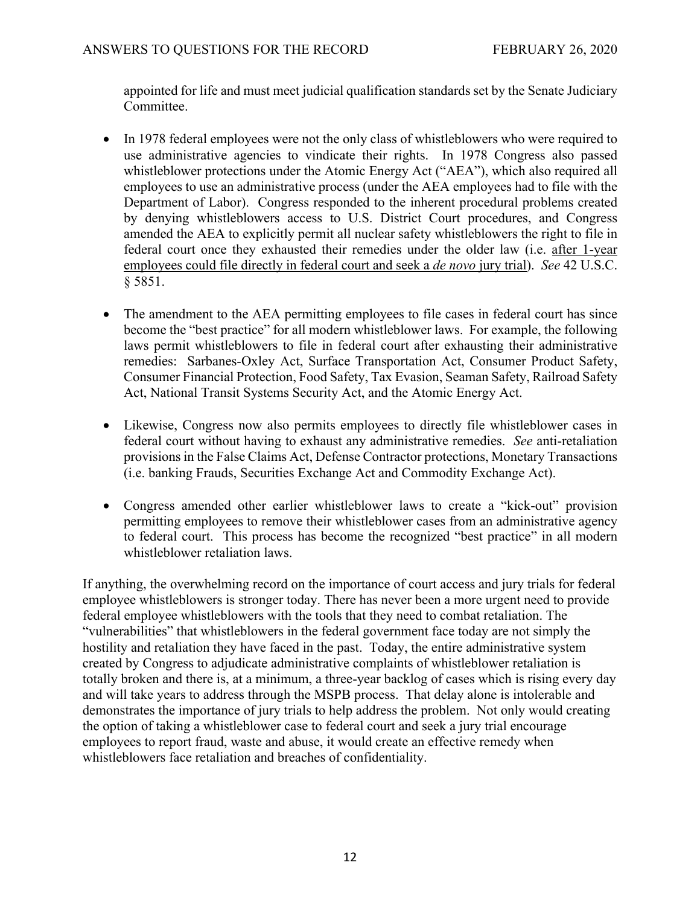appointed for life and must meet judicial qualification standards set by the Senate Judiciary Committee.

- In 1978 federal employees were not the only class of whistleblowers who were required to use administrative agencies to vindicate their rights. In 1978 Congress also passed whistleblower protections under the Atomic Energy Act ("AEA"), which also required all employees to use an administrative process (under the AEA employees had to file with the Department of Labor). Congress responded to the inherent procedural problems created by denying whistleblowers access to U.S. District Court procedures, and Congress amended the AEA to explicitly permit all nuclear safety whistleblowers the right to file in federal court once they exhausted their remedies under the older law (i.e. after 1-year employees could file directly in federal court and seek a *de novo* jury trial). *See* 42 U.S.C. § 5851.

- The amendment to the AEA permitting employees to file cases in federal court has since become the "best practice" for all modern whistleblower laws. For example, the following laws permit whistleblowers to file in federal court after exhausting their administrative remedies: Sarbanes-Oxley Act, Surface Transportation Act, Consumer Product Safety, Consumer Financial Protection, Food Safety, Tax Evasion, Seaman Safety, Railroad Safety Act, National Transit Systems Security Act, and the Atomic Energy Act.

- Likewise, Congress now also permits employees to directly file whistleblower cases in federal court without having to exhaust any administrative remedies. *See* anti-retaliation provisions in the False Claims Act, Defense Contractor protections, Monetary Transactions (i.e. banking Frauds, Securities Exchange Act and Commodity Exchange Act).

- Congress amended other earlier whistleblower laws to create a "kick-out" provision permitting employees to remove their whistleblower cases from an administrative agency to federal court. This process has become the recognized "best practice" in all modern whistleblower retaliation laws.

If anything, the overwhelming record on the importance of court access and jury trials for federal employee whistleblowers is stronger today. There has never been a more urgent need to provide federal employee whistleblowers with the tools that they need to combat retaliation. The "vulnerabilities" that whistleblowers in the federal government face today are not simply the hostility and retaliation they have faced in the past. Today, the entire administrative system created by Congress to adjudicate administrative complaints of whistleblower retaliation is totally broken and there is, at a minimum, a three-year backlog of cases which is rising every day and will take years to address through the MSPB process. That delay alone is intolerable and demonstrates the importance of jury trials to help address the problem. Not only would creating the option of taking a whistleblower case to federal court and seek a jury trial encourage employees to report fraud, waste and abuse, it would create an effective remedy when whistleblowers face retaliation and breaches of confidentiality.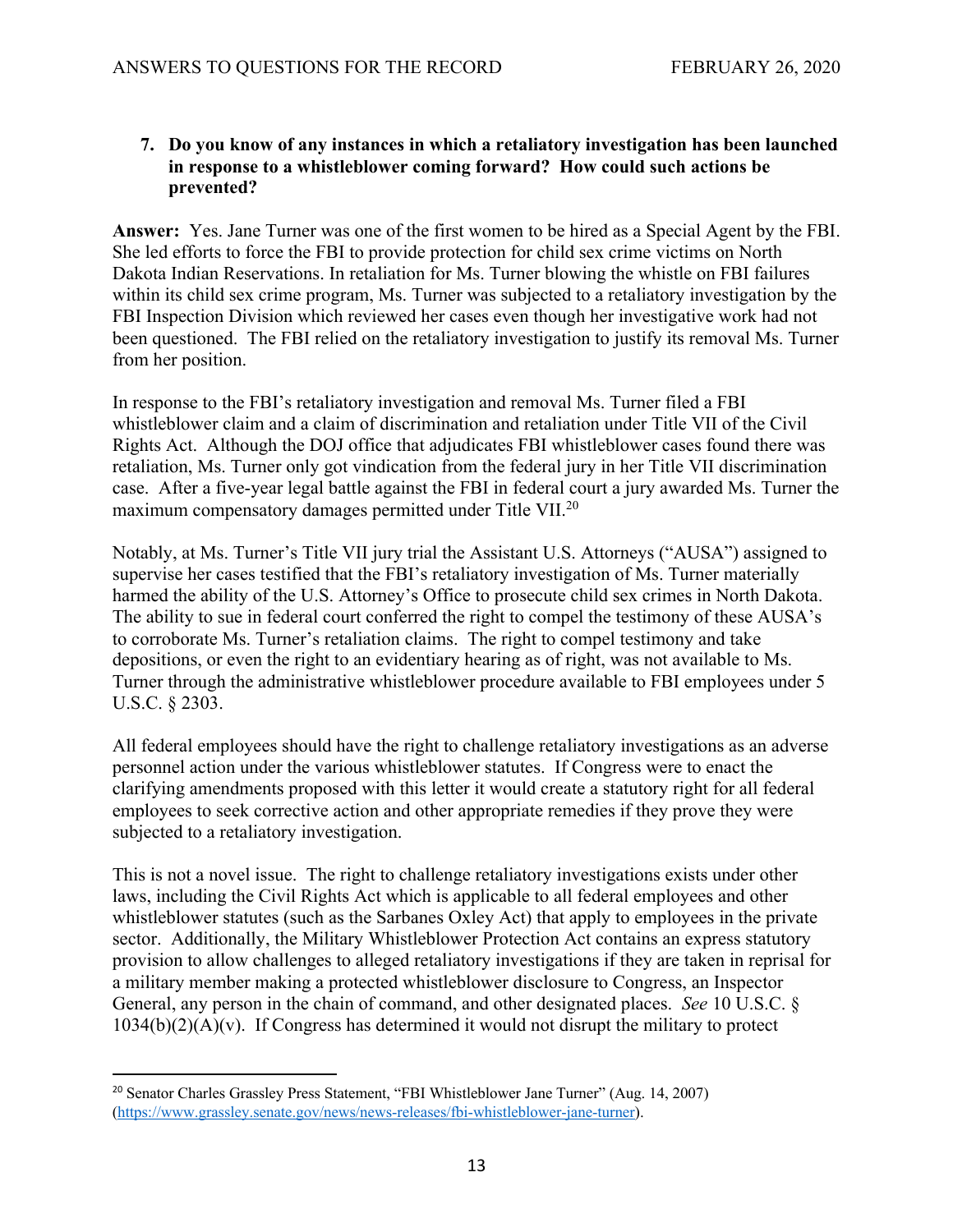**7. Do you know of any instances in which a retaliatory investigation has been launched in response to a whistleblower coming forward? How could such actions be prevented?**

**Answer:** Yes. Jane Turner was one of the first women to be hired as a Special Agent by the FBI. She led efforts to force the FBI to provide protection for child sex crime victims on North Dakota Indian Reservations. In retaliation for Ms. Turner blowing the whistle on FBI failures within its child sex crime program, Ms. Turner was subjected to a retaliatory investigation by the FBI Inspection Division which reviewed her cases even though her investigative work had not been questioned. The FBI relied on the retaliatory investigation to justify its removal Ms. Turner from her position.

In response to the FBI's retaliatory investigation and removal Ms. Turner filed a FBI whistleblower claim and a claim of discrimination and retaliation under Title VII of the Civil Rights Act. Although the DOJ office that adjudicates FBI whistleblower cases found there was retaliation, Ms. Turner only got vindication from the federal jury in her Title VII discrimination case. After a five-year legal battle against the FBI in federal court a jury awarded Ms. Turner the maximum compensatory damages permitted under Title VII.[20]

Notably, at Ms. Turner's Title VII jury trial the Assistant U.S. Attorneys ("AUSA") assigned to supervise her cases testified that the FBI's retaliatory investigation of Ms. Turner materially harmed the ability of the U.S. Attorney's Office to prosecute child sex crimes in North Dakota. The ability to sue in federal court conferred the right to compel the testimony of these AUSA's to corroborate Ms. Turner's retaliation claims. The right to compel testimony and take depositions, or even the right to an evidentiary hearing as of right, was not available to Ms. Turner through the administrative whistleblower procedure available to FBI employees under 5 U.S.C. § 2303.

All federal employees should have the right to challenge retaliatory investigations as an adverse personnel action under the various whistleblower statutes. If Congress were to enact the clarifying amendments proposed with this letter it would create a statutory right for all federal employees to seek corrective action and other appropriate remedies if they prove they were subjected to a retaliatory investigation.

This is not a novel issue. The right to challenge retaliatory investigations exists under other laws, including the Civil Rights Act which is applicable to all federal employees and other whistleblower statutes (such as the Sarbanes Oxley Act) that apply to employees in the private sector. Additionally, the Military Whistleblower Protection Act contains an express statutory provision to allow challenges to alleged retaliatory investigations if they are taken in reprisal for a military member making a protected whistleblower disclosure to Congress, an Inspector General, any person in the chain of command, and other designated places. *See* 10 U.S.C. § 1034(b)(2)(A)(v). If Congress has determined it would not disrupt the military to protect

---

[20] Senator Charles Grassley Press Statement, "FBI Whistleblower Jane Turner" (Aug. 14, 2007) (https://www.grassley.senate.gov/news/news-releases/fbi-whistleblower-jane-turner).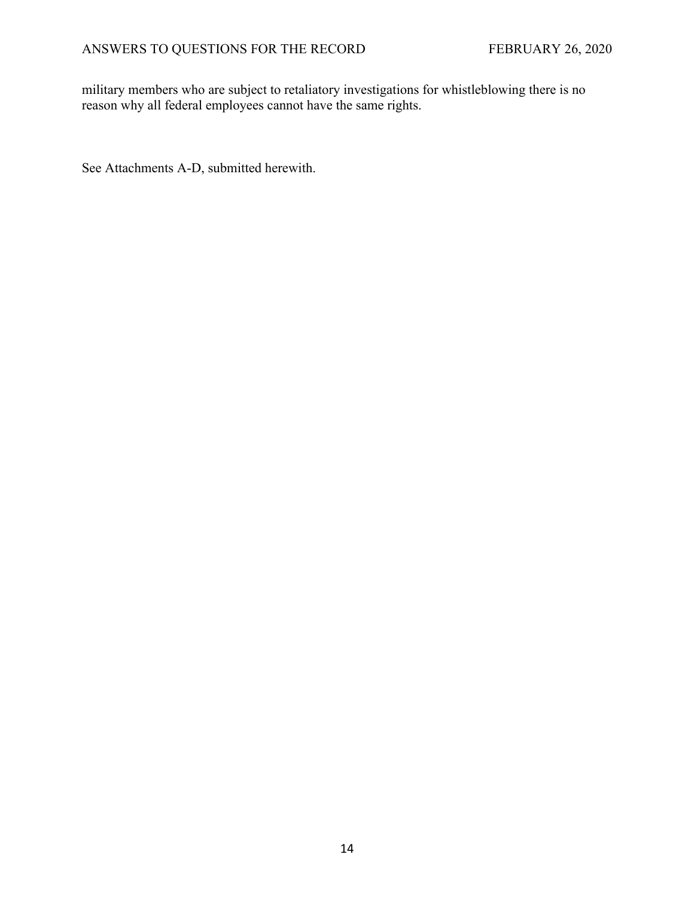military members who are subject to retaliatory investigations for whistleblowing there is no reason why all federal employees cannot have the same rights.

See Attachments A-D, submitted herewith.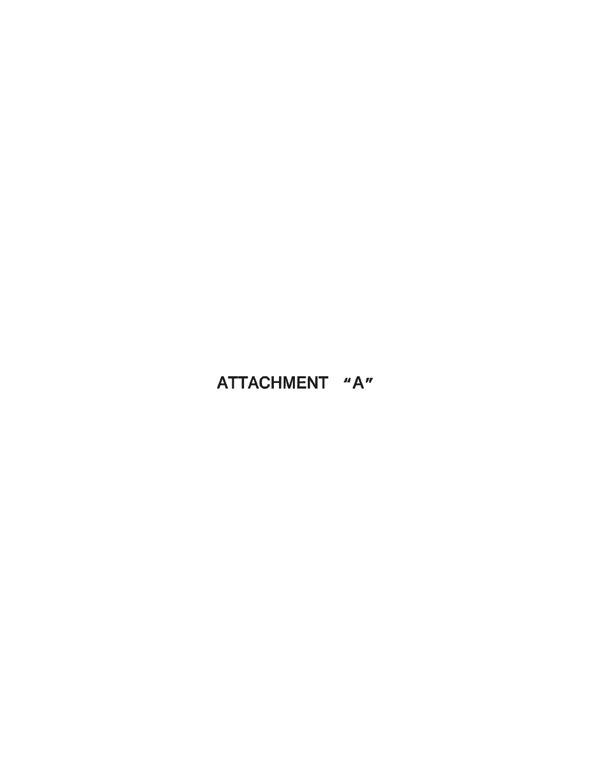# ATTACHMENT "A"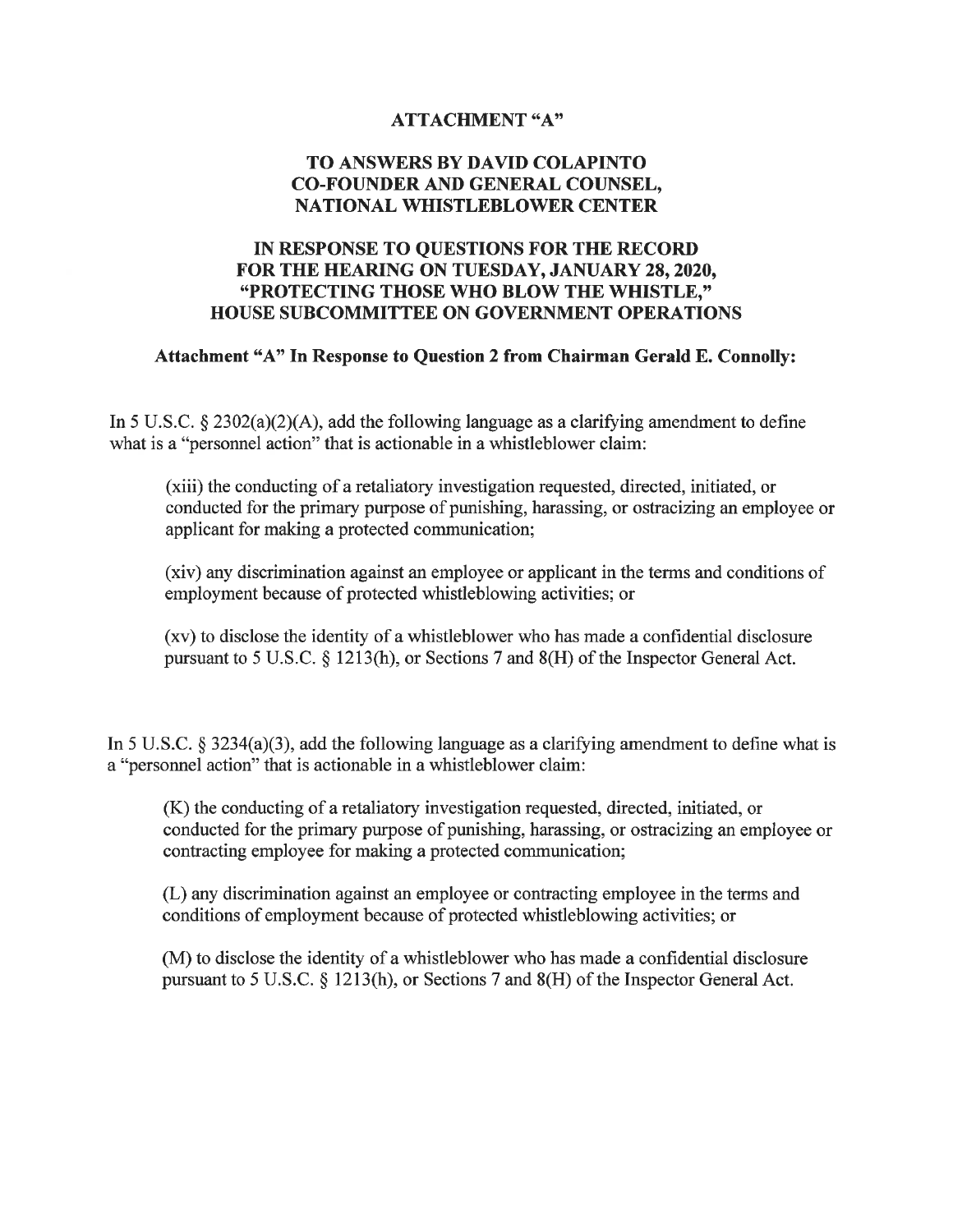# ATTACHMENT "A"

## TO ANSWERS BY DAVID COLAPINTO CO-FOUNDER AND GENERAL COUNSEL, NATIONAL WHISTLEBLOWER CENTER

## IN RESPONSE TO QUESTIONS FOR THE RECORD FOR THE HEARING ON TUESDAY, JANUARY 28, 2020, "PROTECTING THOSE WHO BLOW THE WHISTLE," HOUSE SUBCOMMITTEE ON GOVERNMENT OPERATIONS

### Attachment "A" In Response to Question 2 from Chairman Gerald E. Connolly:

In 5 U.S.C. § 2302(a)(2)(A), add the following language as a clarifying amendment to define what is a "personnel action" that is actionable in a whistleblower claim:

> (xiii) the conducting of a retaliatory investigation requested, directed, initiated, or conducted for the primary purpose of punishing, harassing, or ostracizing an employee or applicant for making a protected communication;
>
> (xiv) any discrimination against an employee or applicant in the terms and conditions of employment because of protected whistleblowing activities; or
>
> (xv) to disclose the identity of a whistleblower who has made a confidential disclosure pursuant to 5 U.S.C. § 1213(h), or Sections 7 and 8(H) of the Inspector General Act.

In 5 U.S.C. § 3234(a)(3), add the following language as a clarifying amendment to define what is a "personnel action" that is actionable in a whistleblower claim:

> (K) the conducting of a retaliatory investigation requested, directed, initiated, or conducted for the primary purpose of punishing, harassing, or ostracizing an employee or contracting employee for making a protected communication;
>
> (L) any discrimination against an employee or contracting employee in the terms and conditions of employment because of protected whistleblowing activities; or
>
> (M) to disclose the identity of a whistleblower who has made a confidential disclosure pursuant to 5 U.S.C. § 1213(h), or Sections 7 and 8(H) of the Inspector General Act.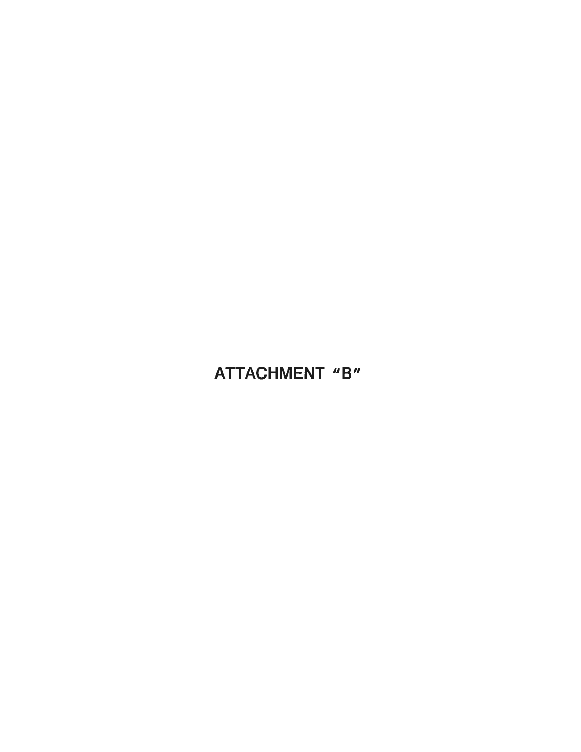# ATTACHMENT “B”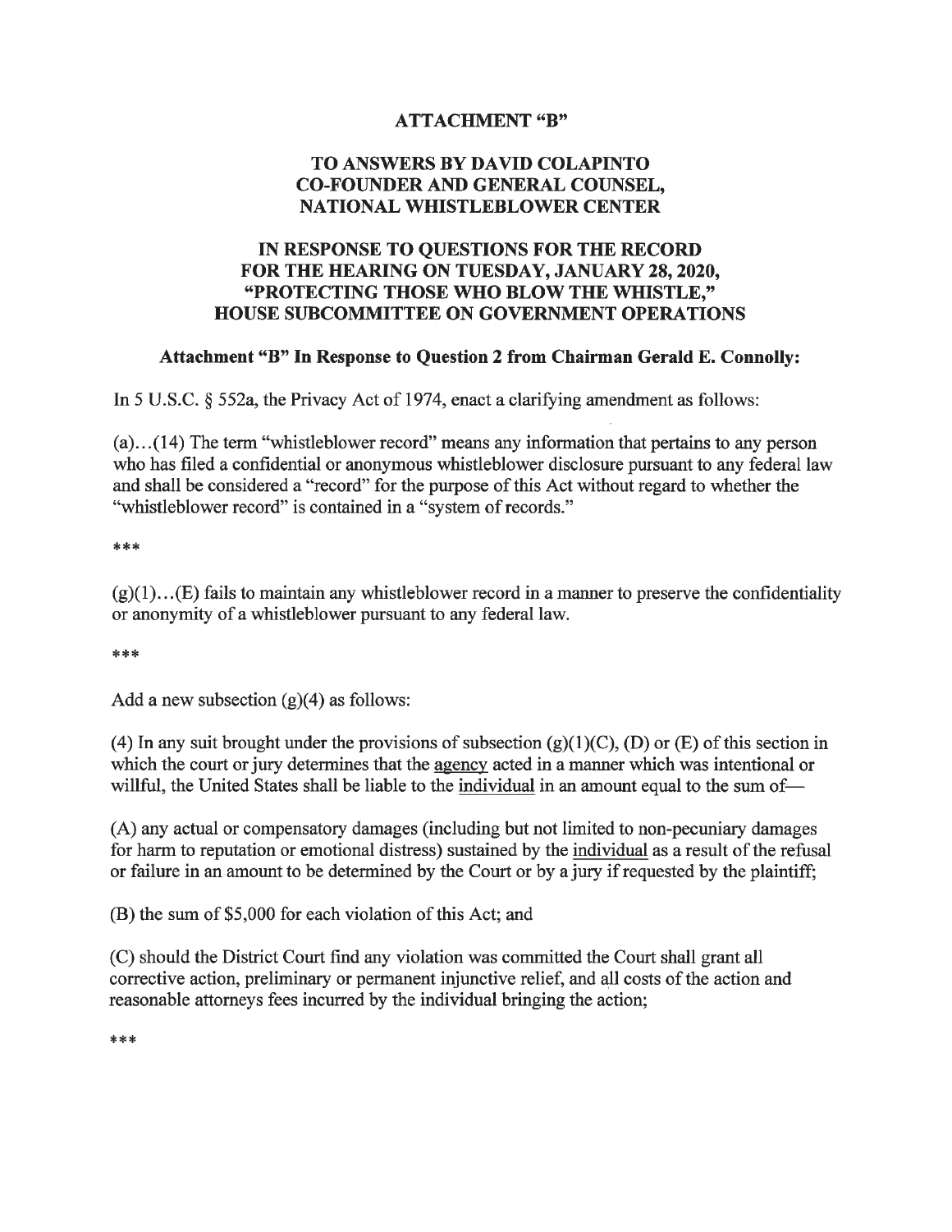# ATTACHMENT "B"

## TO ANSWERS BY DAVID COLAPINTO CO-FOUNDER AND GENERAL COUNSEL, NATIONAL WHISTLEBLOWER CENTER

## IN RESPONSE TO QUESTIONS FOR THE RECORD FOR THE HEARING ON TUESDAY, JANUARY 28, 2020, "PROTECTING THOSE WHO BLOW THE WHISTLE," HOUSE SUBCOMMITTEE ON GOVERNMENT OPERATIONS

### Attachment "B" In Response to Question 2 from Chairman Gerald E. Connolly:

In 5 U.S.C. § 552a, the Privacy Act of 1974, enact a clarifying amendment as follows:

(a)…(14) The term "whistleblower record" means any information that pertains to any person who has filed a confidential or anonymous whistleblower disclosure pursuant to any federal law and shall be considered a "record" for the purpose of this Act without regard to whether the "whistleblower record" is contained in a "system of records."

***

(g)(1)…(E) fails to maintain any whistleblower record in a manner to preserve the confidentiality or anonymity of a whistleblower pursuant to any federal law.

***

Add a new subsection (g)(4) as follows:

(4) In any suit brought under the provisions of subsection (g)(1)(C), (D) or (E) of this section in which the court or jury determines that the <u>agency</u> acted in a manner which was intentional or willful, the United States shall be liable to the <u>individual</u> in an amount equal to the sum of—

(A) any actual or compensatory damages (including but not limited to non-pecuniary damages for harm to reputation or emotional distress) sustained by the <u>individual</u> as a result of the refusal or failure in an amount to be determined by the Court or by a jury if requested by the plaintiff;

(B) the sum of $5,000 for each violation of this Act; and

(C) should the District Court find any violation was committed the Court shall grant all corrective action, preliminary or permanent injunctive relief, and all costs of the action and reasonable attorneys fees incurred by the individual bringing the action;

***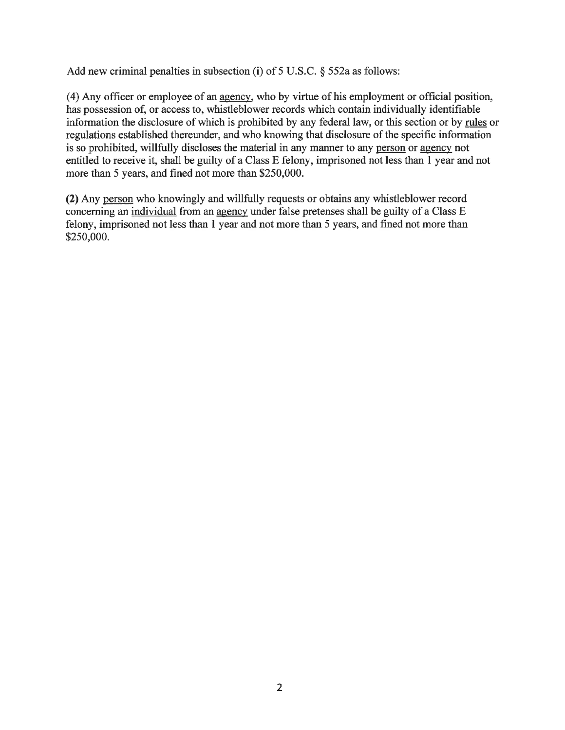Add new criminal penalties in subsection (i) of 5 U.S.C. § 552a as follows:

(4) Any officer or employee of an agency, who by virtue of his employment or official position, has possession of, or access to, whistleblower records which contain individually identifiable information the disclosure of which is prohibited by any federal law, or this section or by rules or regulations established thereunder, and who knowing that disclosure of the specific information is so prohibited, willfully discloses the material in any manner to any person or agency not entitled to receive it, shall be guilty of a Class E felony, imprisoned not less than 1 year and not more than 5 years, and fined not more than $250,000.

**(2)** Any person who knowingly and willfully requests or obtains any whistleblower record concerning an individual from an agency under false pretenses shall be guilty of a Class E felony, imprisoned not less than 1 year and not more than 5 years, and fined not more than $250,000.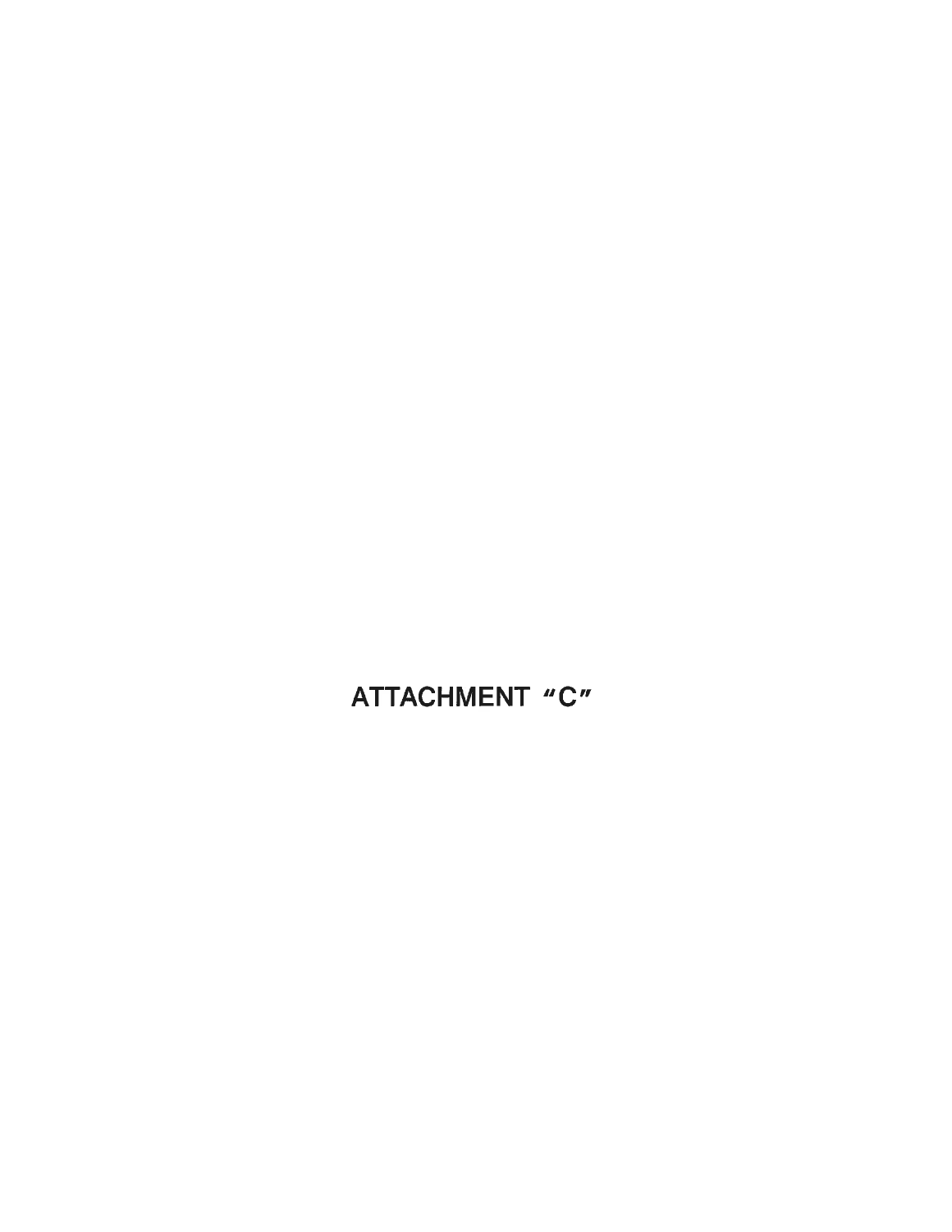# ATTACHMENT "C"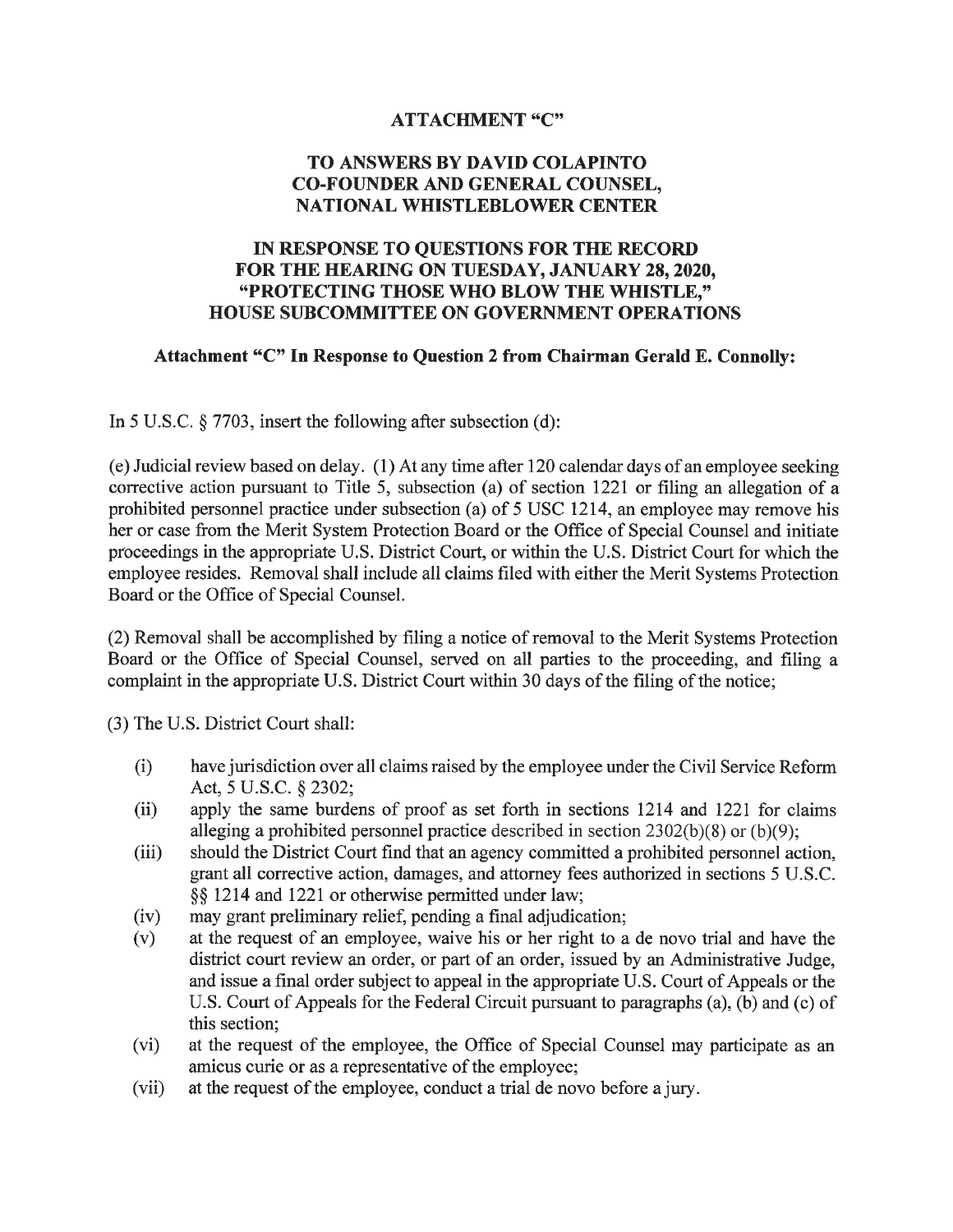**ATTACHMENT "C"**

**TO ANSWERS BY DAVID COLAPINTO CO-FOUNDER AND GENERAL COUNSEL, NATIONAL WHISTLEBLOWER CENTER**

**IN RESPONSE TO QUESTIONS FOR THE RECORD FOR THE HEARING ON TUESDAY, JANUARY 28, 2020, "PROTECTING THOSE WHO BLOW THE WHISTLE," HOUSE SUBCOMMITTEE ON GOVERNMENT OPERATIONS**

**Attachment "C" In Response to Question 2 from Chairman Gerald E. Connolly:**

In 5 U.S.C. § 7703, insert the following after subsection (d):

(e) Judicial review based on delay. (1) At any time after 120 calendar days of an employee seeking corrective action pursuant to Title 5, subsection (a) of section 1221 or filing an allegation of a prohibited personnel practice under subsection (a) of 5 USC 1214, an employee may remove his her or case from the Merit System Protection Board or the Office of Special Counsel and initiate proceedings in the appropriate U.S. District Court, or within the U.S. District Court for which the employee resides. Removal shall include all claims filed with either the Merit Systems Protection Board or the Office of Special Counsel.

(2) Removal shall be accomplished by filing a notice of removal to the Merit Systems Protection Board or the Office of Special Counsel, served on all parties to the proceeding, and filing a complaint in the appropriate U.S. District Court within 30 days of the filing of the notice;

(3) The U.S. District Court shall:

- (i) have jurisdiction over all claims raised by the employee under the Civil Service Reform Act, 5 U.S.C. § 2302;
- (ii) apply the same burdens of proof as set forth in sections 1214 and 1221 for claims alleging a prohibited personnel practice described in section 2302(b)(8) or (b)(9);
- (iii) should the District Court find that an agency committed a prohibited personnel action, grant all corrective action, damages, and attorney fees authorized in sections 5 U.S.C. §§ 1214 and 1221 or otherwise permitted under law;
- (iv) may grant preliminary relief, pending a final adjudication;
- (v) at the request of an employee, waive his or her right to a de novo trial and have the district court review an order, or part of an order, issued by an Administrative Judge, and issue a final order subject to appeal in the appropriate U.S. Court of Appeals or the U.S. Court of Appeals for the Federal Circuit pursuant to paragraphs (a), (b) and (c) of this section;
- (vi) at the request of the employee, the Office of Special Counsel may participate as an amicus curie or as a representative of the employee;
- (vii) at the request of the employee, conduct a trial de novo before a jury.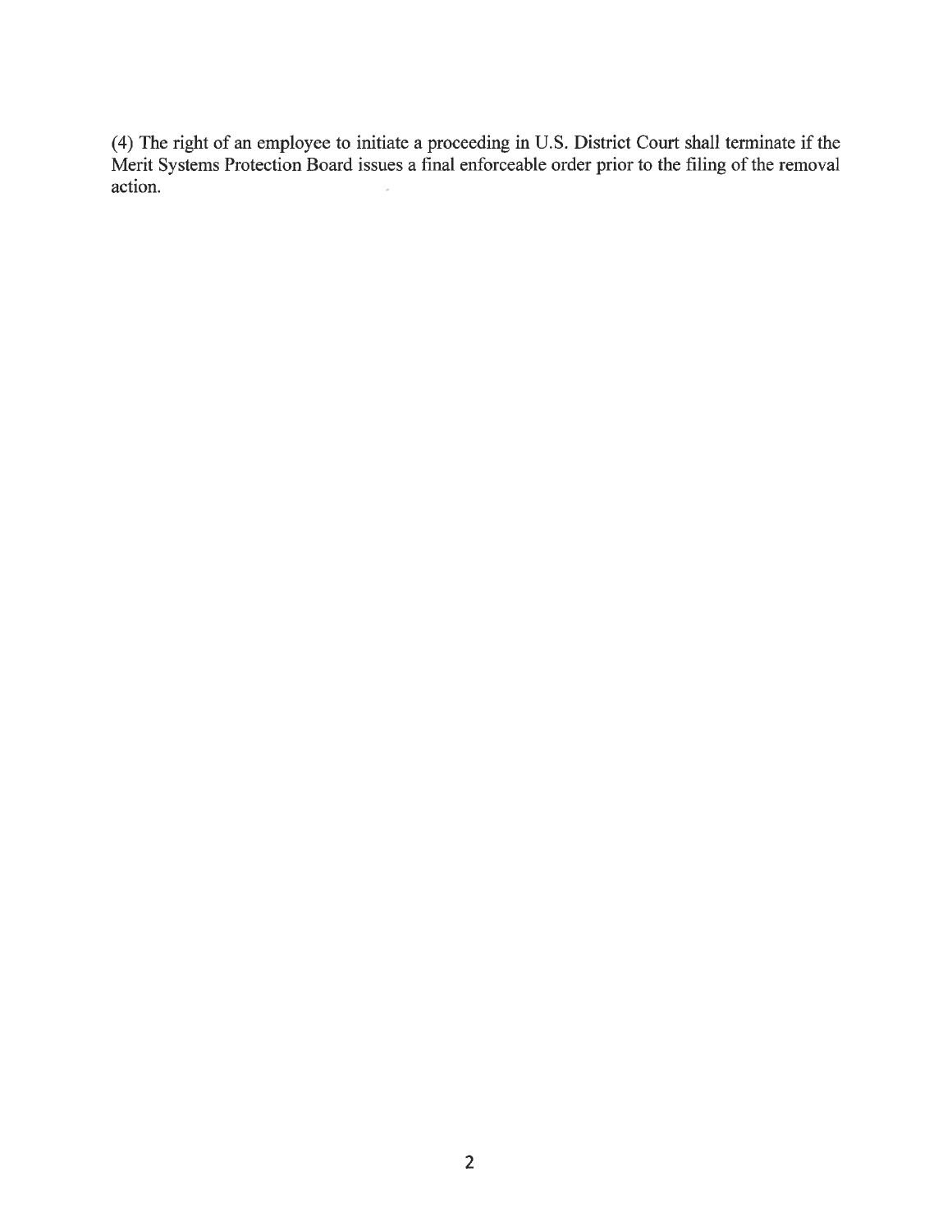(4) The right of an employee to initiate a proceeding in U.S. District Court shall terminate if the Merit Systems Protection Board issues a final enforceable order prior to the filing of the removal action.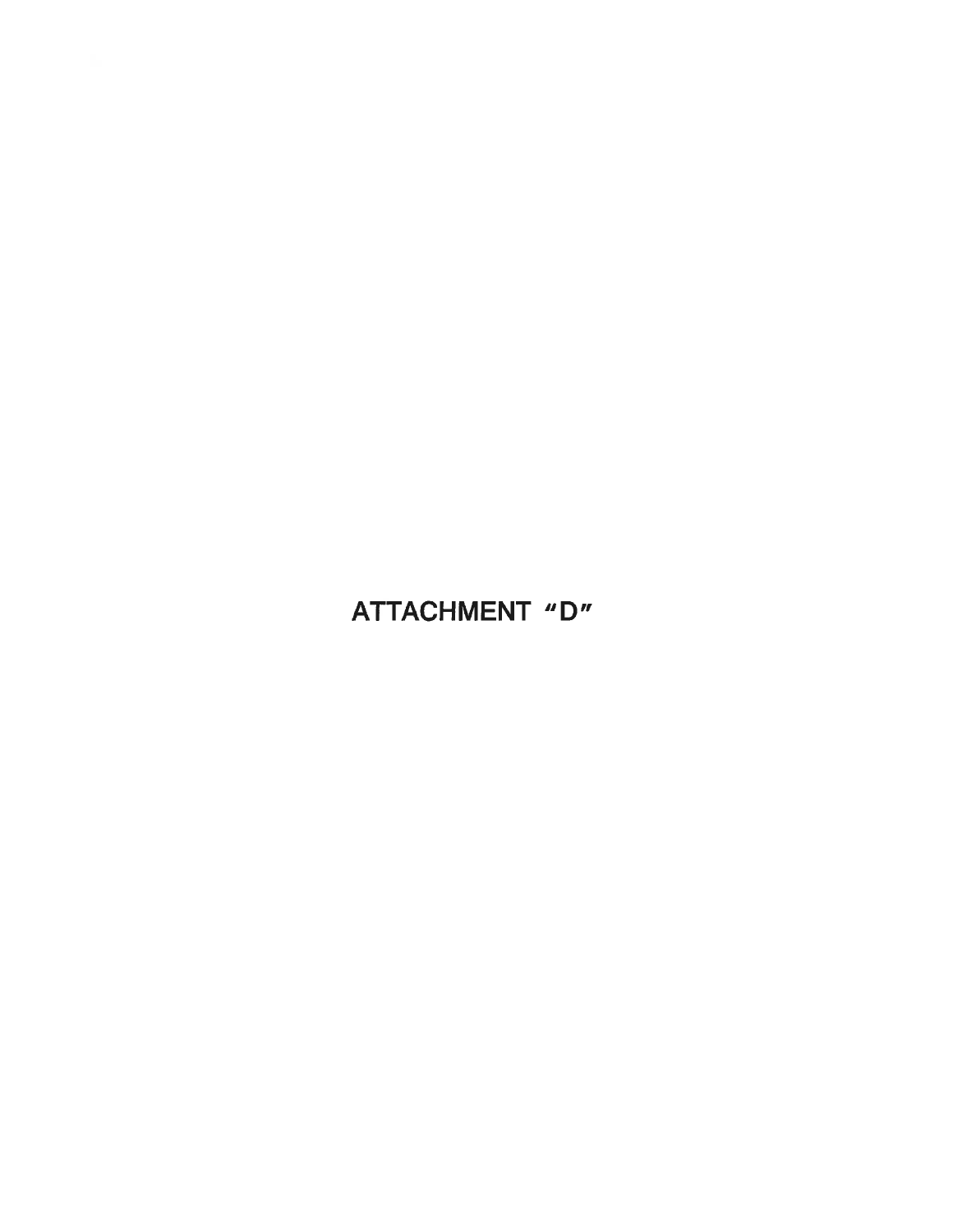# ATTACHMENT "D"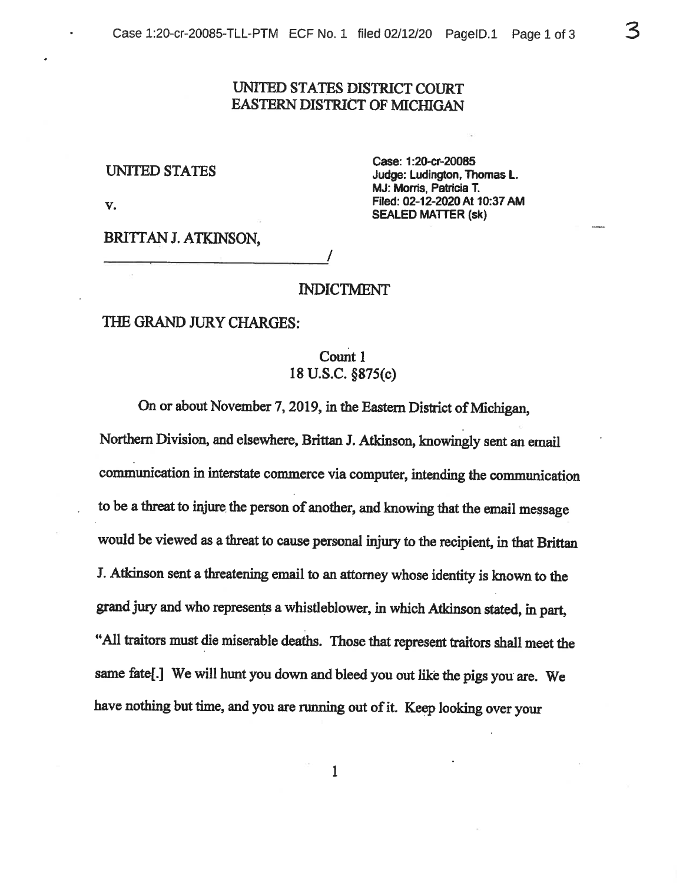UNITED STATES DISTRICT COURT
EASTERN DISTRICT OF MICHIGAN

UNITED STATES

v.

BRITTAN J. ATKINSON,
_____________________________/

Case: 1:20-cr-20085
Judge: Ludington, Thomas L.
MJ: Morris, Patricia T.
Filed: 02-12-2020 At 10:37 AM
SEALED MATTER (sk)

## INDICTMENT

THE GRAND JURY CHARGES:

### Count 1
### 18 U.S.C. §875(c)

On or about November 7, 2019, in the Eastern District of Michigan, Northern Division, and elsewhere, Brittan J. Atkinson, knowingly sent an email communication in interstate commerce via computer, intending the communication to be a threat to injure the person of another, and knowing that the email message would be viewed as a threat to cause personal injury to the recipient, in that Brittan J. Atkinson sent a threatening email to an attorney whose identity is known to the grand jury and who represents a whistleblower, in which Atkinson stated, in part, "All traitors must die miserable deaths. Those that represent traitors shall meet the same fate[.] We will hunt you down and bleed you out like the pigs you are. We have nothing but time, and you are running out of it. Keep looking over your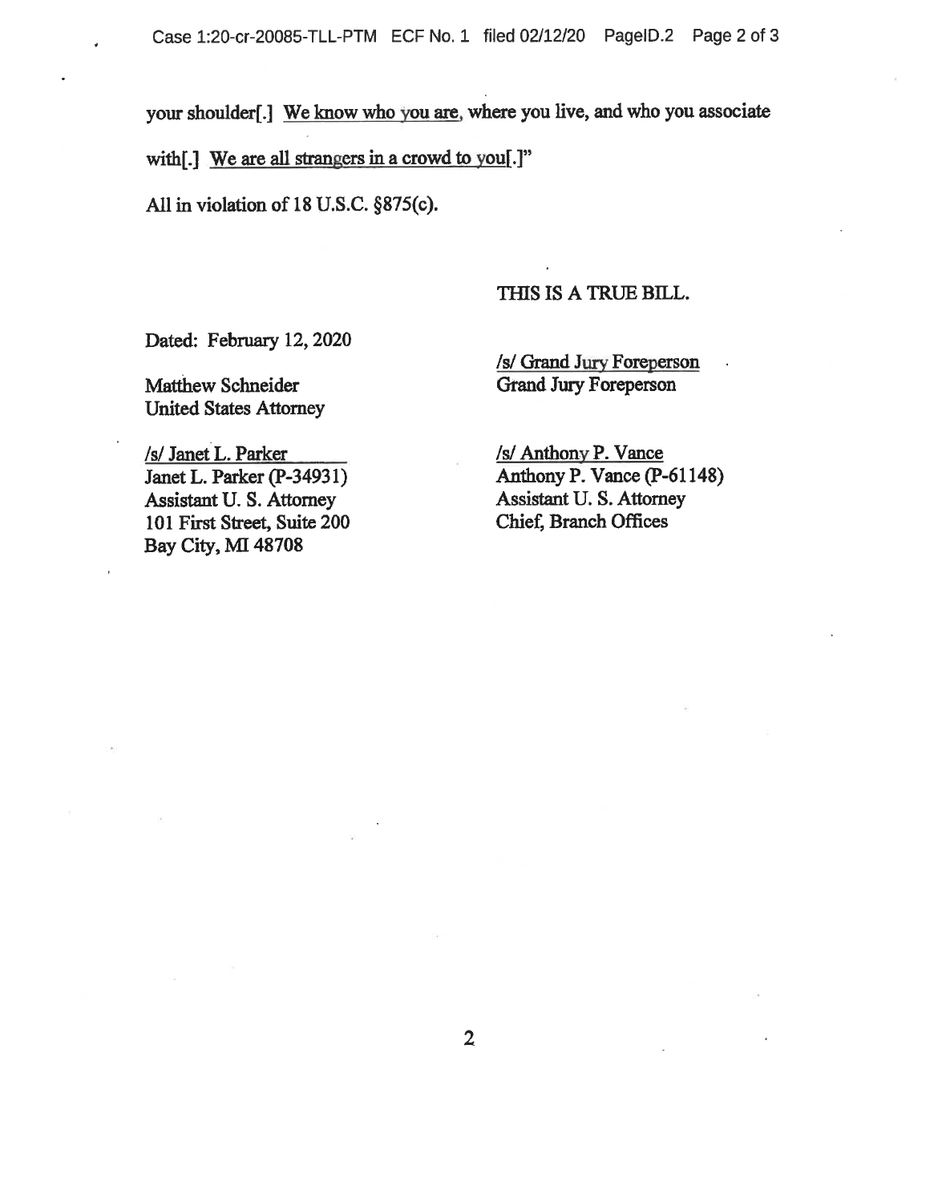your shoulder[.] We know who you are, where you live, and who you associate with[.] We are all strangers in a crowd to you[.]"

All in violation of 18 U.S.C. §875(c).

THIS IS A TRUE BILL.

Dated: February 12, 2020

/s/ Grand Jury Foreperson
Grand Jury Foreperson

Matthew Schneider
United States Attorney

/s/ Janet L. Parker
Janet L. Parker (P-34931)
Assistant U. S. Attorney
101 First Street, Suite 200
Bay City, MI 48708

/s/ Anthony P. Vance
Anthony P. Vance (P-61148)
Assistant U. S. Attorney
Chief, Branch Offices